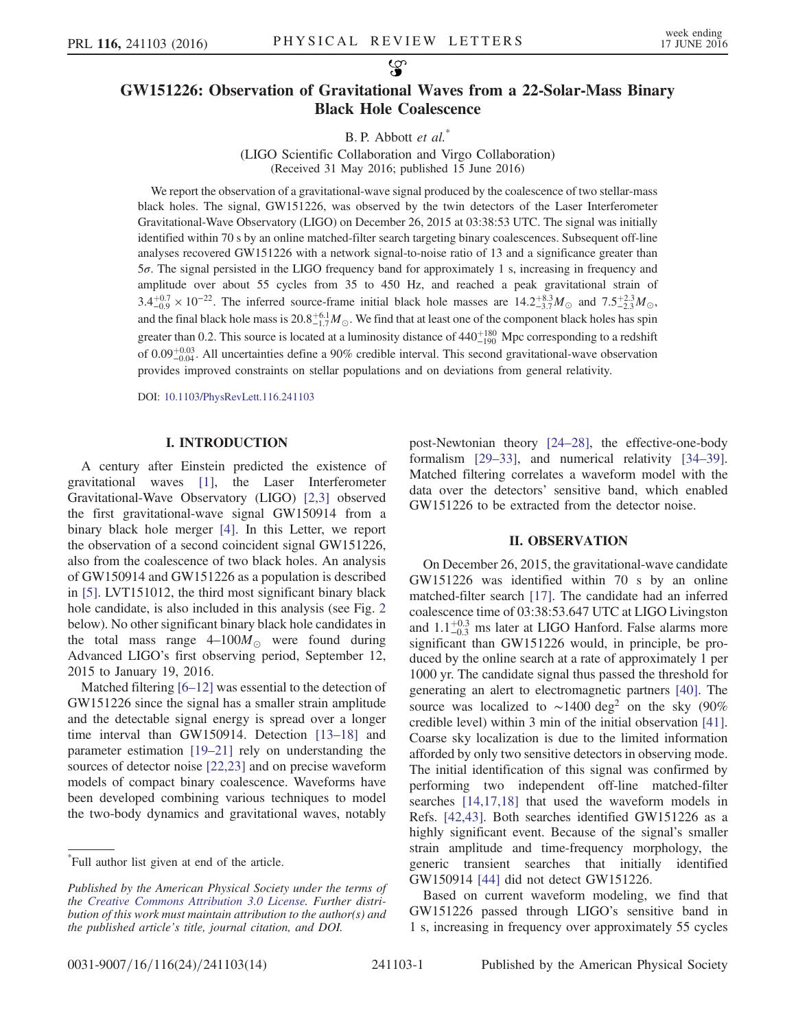# GW151226: Observation of Gravitational Waves from a 22-Solar-Mass Binary Black Hole Coalescence

B. P. Abbott *et al.*[*]

(LIGO Scientific Collaboration and Virgo Collaboration)

(Received 31 May 2016; published 15 June 2016)

We report the observation of a gravitational-wave signal produced by the coalescence of two stellar-mass black holes. The signal, GW151226, was observed by the twin detectors of the Laser Interferometer Gravitational-Wave Observatory (LIGO) on December 26, 2015 at 03:38:53 UTC. The signal was initially identified within 70 s by an online matched-filter search targeting binary coalescences. Subsequent off-line analyses recovered GW151226 with a network signal-to-noise ratio of 13 and a significance greater than $5\sigma$. The signal persisted in the LIGO frequency band for approximately 1 s, increasing in frequency and amplitude over about 55 cycles from 35 to 450 Hz, and reached a peak gravitational strain of $3.4^{+0.7}_{-0.9} \times 10^{-22}$. The inferred source-frame initial black hole masses are $14.2^{+8.3}_{-3.7} M_{\odot}$ and $7.5^{+2.3}_{-2.3} M_{\odot}$, and the final black hole mass is $20.8^{+6.1}_{-1.7} M_{\odot}$. We find that at least one of the component black holes has spin greater than 0.2. This source is located at a luminosity distance of $440^{+180}_{-190}$ Mpc corresponding to a redshift of $0.09^{+0.03}_{-0.04}$. All uncertainties define a 90% credible interval. This second gravitational-wave observation provides improved constraints on stellar populations and on deviations from general relativity.

DOI: 10.1103/PhysRevLett.116.241103

## I. INTRODUCTION

A century after Einstein predicted the existence of gravitational waves [1], the Laser Interferometer Gravitational-Wave Observatory (LIGO) [2,3] observed the first gravitational-wave signal GW150914 from a binary black hole merger [4]. In this Letter, we report the observation of a second coincident signal GW151226, also from the coalescence of two black holes. An analysis of GW150914 and GW151226 as a population is described in [5]. LVT151012, the third most significant binary black hole candidate, is also included in this analysis (see Fig. 2 below). No other significant binary black hole candidates in the total mass range $4$–$100 M_{\odot}$ were found during Advanced LIGO's first observing period, September 12, 2015 to January 19, 2016.

Matched filtering [6–12] was essential to the detection of GW151226 since the signal has a smaller strain amplitude and the detectable signal energy is spread over a longer time interval than GW150914. Detection [13–18] and parameter estimation [19–21] rely on understanding the sources of detector noise [22,23] and on precise waveform models of compact binary coalescence. Waveforms have been developed combining various techniques to model the two-body dynamics and gravitational waves, notably post-Newtonian theory [24–28], the effective-one-body formalism [29–33], and numerical relativity [34–39]. Matched filtering correlates a waveform model with the data over the detectors' sensitive band, which enabled GW151226 to be extracted from the detector noise.

## II. OBSERVATION

On December 26, 2015, the gravitational-wave candidate GW151226 was identified within 70 s by an online matched-filter search [17]. The candidate had an inferred coalescence time of 03:38:53.647 UTC at LIGO Livingston and $1.1^{+0.3}_{-0.3}$ ms later at LIGO Hanford. False alarms more significant than GW151226 would, in principle, be produced by the online search at a rate of approximately 1 per 1000 yr. The candidate signal thus passed the threshold for generating an alert to electromagnetic partners [40]. The source was localized to $\sim 1400\ \mathrm{deg}^2$ on the sky (90% credible level) within 3 min of the initial observation [41]. Coarse sky localization is due to the limited information afforded by only two sensitive detectors in observing mode. The initial identification of this signal was confirmed by performing two independent off-line matched-filter searches [14,17,18] that used the waveform models in Refs. [42,43]. Both searches identified GW151226 as a highly significant event. Because of the signal's smaller strain amplitude and time-frequency morphology, the generic transient searches that initially identified GW150914 [44] did not detect GW151226.

Based on current waveform modeling, we find that GW151226 passed through LIGO's sensitive band in 1 s, increasing in frequency over approximately 55 cycles

---

[*] Full author list given at end of the article.

*Published by the American Physical Society under the terms of the Creative Commons Attribution 3.0 License. Further distribution of this work must maintain attribution to the author(s) and the published article's title, journal citation, and DOI.*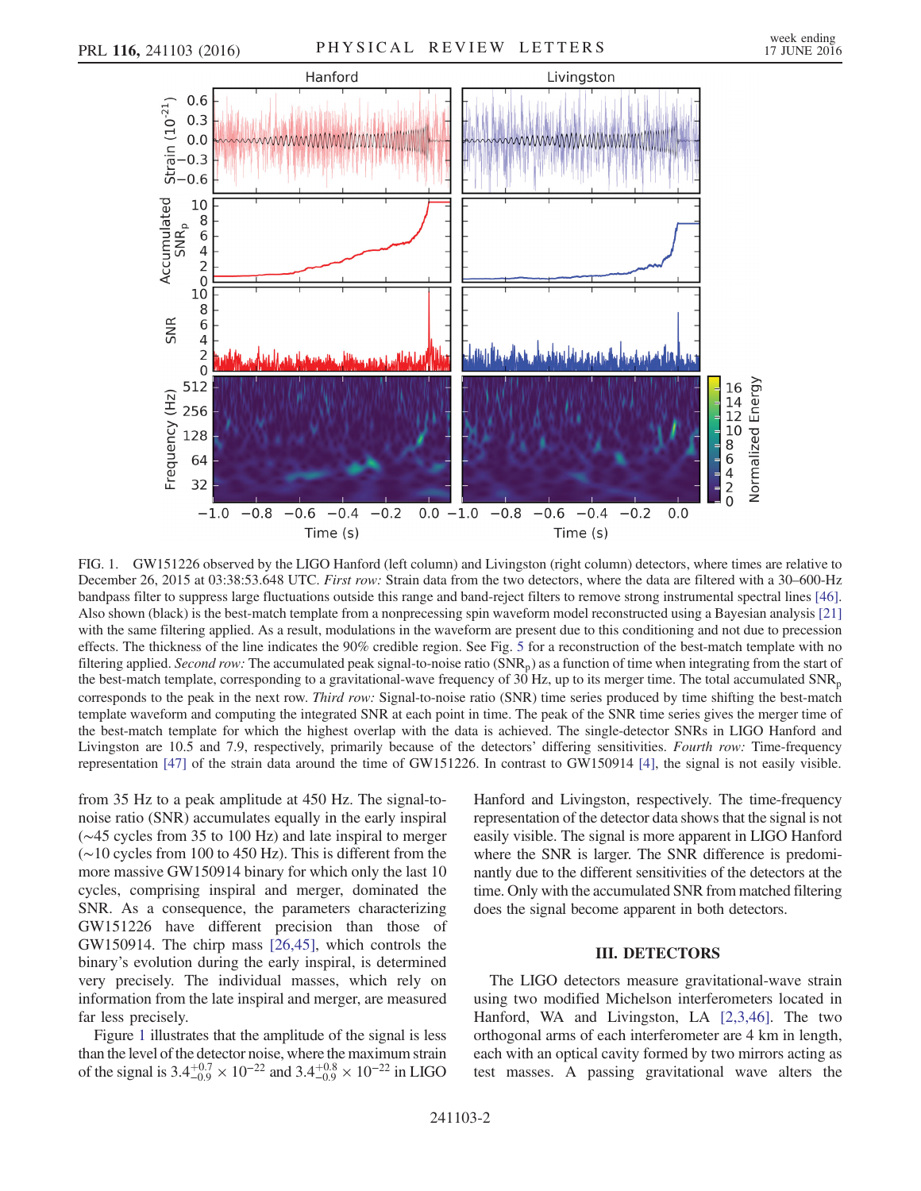FIG. 1. GW151226 observed by the LIGO Hanford (left column) and Livingston (right column) detectors, where times are relative to December 26, 2015 at 03:38:53.648 UTC. *First row:* Strain data from the two detectors, where the data are filtered with a 30–600-Hz bandpass filter to suppress large fluctuations outside this range and band-reject filters to remove strong instrumental spectral lines [46]. Also shown (black) is the best-match template from a nonprecessing spin waveform model reconstructed using a Bayesian analysis [21] with the same filtering applied. As a result, modulations in the waveform are present due to this conditioning and not due to precession effects. The thickness of the line indicates the 90% credible region. See Fig. 5 for a reconstruction of the best-match template with no filtering applied. *Second row:* The accumulated peak signal-to-noise ratio ($SNR_p$) as a function of time when integrating from the start of the best-match template, corresponding to a gravitational-wave frequency of 30 Hz, up to its merger time. The total accumulated $SNR_p$ corresponds to the peak in the next row. *Third row:* Signal-to-noise ratio (SNR) time series produced by time shifting the best-match template waveform and computing the integrated SNR at each point in time. The peak of the SNR time series gives the merger time of the best-match template for which the highest overlap with the data is achieved. The single-detector SNRs in LIGO Hanford and Livingston are 10.5 and 7.9, respectively, primarily because of the detectors' differing sensitivities. *Fourth row:* Time-frequency representation [47] of the strain data around the time of GW151226. In contrast to GW150914 [4], the signal is not easily visible.

from 35 Hz to a peak amplitude at 450 Hz. The signal-to-noise ratio (SNR) accumulates equally in the early inspiral (~45 cycles from 35 to 100 Hz) and late inspiral to merger (~10 cycles from 100 to 450 Hz). This is different from the more massive GW150914 binary for which only the last 10 cycles, comprising inspiral and merger, dominated the SNR. As a consequence, the parameters characterizing GW151226 have different precision than those of GW150914. The chirp mass [26,45], which controls the binary's evolution during the early inspiral, is determined very precisely. The individual masses, which rely on information from the late inspiral and merger, are measured far less precisely.

Figure 1 illustrates that the amplitude of the signal is less than the level of the detector noise, where the maximum strain of the signal is $3.4^{+0.7}_{-0.9} \times 10^{-22}$ and $3.4^{+0.8}_{-0.9} \times 10^{-22}$ in LIGO Hanford and Livingston, respectively. The time-frequency representation of the detector data shows that the signal is not easily visible. The signal is more apparent in LIGO Hanford where the SNR is larger. The SNR difference is predominantly due to the different sensitivities of the detectors at the time. Only with the accumulated SNR from matched filtering does the signal become apparent in both detectors.

## III. DETECTORS

The LIGO detectors measure gravitational-wave strain using two modified Michelson interferometers located in Hanford, WA and Livingston, LA [2,3,46]. The two orthogonal arms of each interferometer are 4 km in length, each with an optical cavity formed by two mirrors acting as test masses. A passing gravitational wave alters the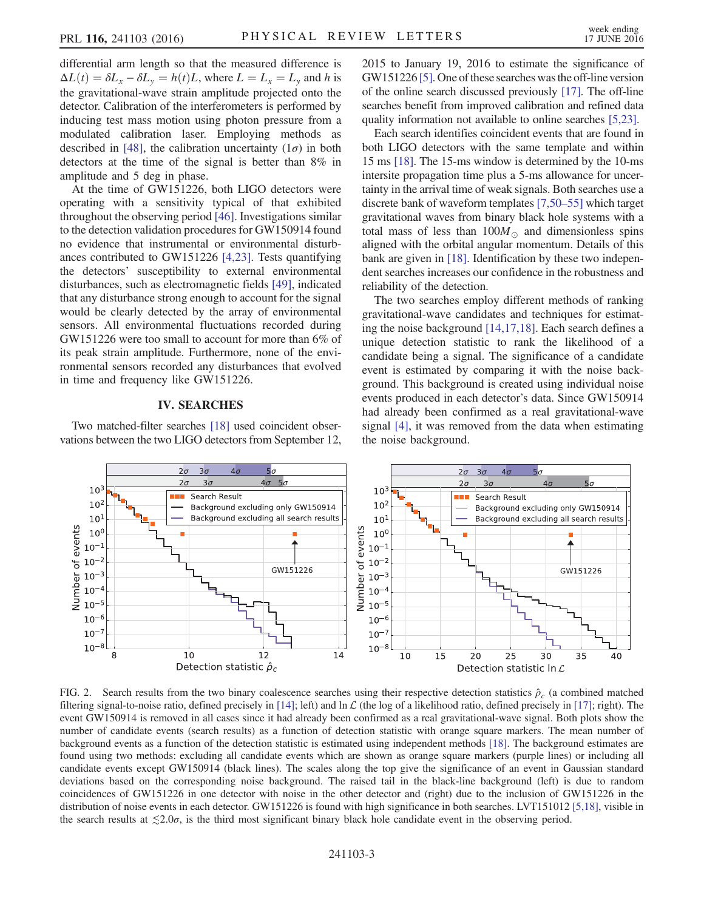differential arm length so that the measured difference is $\Delta L(t) = \delta L_x - \delta L_y = h(t)L$, where $L = L_x = L_y$ and $h$ is the gravitational-wave strain amplitude projected onto the detector. Calibration of the interferometers is performed by inducing test mass motion using photon pressure from a modulated calibration laser. Employing methods as described in [48], the calibration uncertainty ($1\sigma$) in both detectors at the time of the signal is better than 8% in amplitude and 5 deg in phase.

At the time of GW151226, both LIGO detectors were operating with a sensitivity typical of that exhibited throughout the observing period [46]. Investigations similar to the detection validation procedures for GW150914 found no evidence that instrumental or environmental disturbances contributed to GW151226 [4,23]. Tests quantifying the detectors' susceptibility to external environmental disturbances, such as electromagnetic fields [49], indicated that any disturbance strong enough to account for the signal would be clearly detected by the array of environmental sensors. All environmental fluctuations recorded during GW151226 were too small to account for more than 6% of its peak strain amplitude. Furthermore, none of the environmental sensors recorded any disturbances that evolved in time and frequency like GW151226.

## IV. SEARCHES

Two matched-filter searches [18] used coincident observations between the two LIGO detectors from September 12, 2015 to January 19, 2016 to estimate the significance of GW151226 [5]. One of these searches was the off-line version of the online search discussed previously [17]. The off-line searches benefit from improved calibration and refined data quality information not available to online searches [5,23].

Each search identifies coincident events that are found in both LIGO detectors with the same template and within 15 ms [18]. The 15-ms window is determined by the 10-ms intersite propagation time plus a 5-ms allowance for uncertainty in the arrival time of weak signals. Both searches use a discrete bank of waveform templates [7,50–55] which target gravitational waves from binary black hole systems with a total mass of less than $100M_\odot$ and dimensionless spins aligned with the orbital angular momentum. Details of this bank are given in [18]. Identification by these two independent searches increases our confidence in the robustness and reliability of the detection.

The two searches employ different methods of ranking gravitational-wave candidates and techniques for estimating the noise background [14,17,18]. Each search defines a unique detection statistic to rank the likelihood of a candidate being a signal. The significance of a candidate event is estimated by comparing it with the noise background. This background is created using individual noise events produced in each detector's data. Since GW150914 had already been confirmed as a real gravitational-wave signal [4], it was removed from the data when estimating the noise background.

FIG. 2. Search results from the two binary coalescence searches using their respective detection statistics $\hat{\rho}_c$ (a combined matched filtering signal-to-noise ratio, defined precisely in [14]; left) and $\ln \mathcal{L}$ (the log of a likelihood ratio, defined precisely in [17]; right). The event GW150914 is removed in all cases since it had already been confirmed as a real gravitational-wave signal. Both plots show the number of candidate events (search results) as a function of detection statistic with orange square markers. The mean number of background events as a function of the detection statistic is estimated using independent methods [18]. The background estimates are found using two methods: excluding all candidate events which are shown as orange square markers (purple lines) or including all candidate events except GW150914 (black lines). The scales along the top give the significance of an event in Gaussian standard deviations based on the corresponding noise background. The raised tail in the black-line background (left) is due to random coincidences of GW151226 in one detector with noise in the other detector and (right) due to the inclusion of GW151226 in the distribution of noise events in each detector. GW151226 is found with high significance in both searches. LVT151012 [5,18], visible in the search results at $\lesssim 2.0\sigma$, is the third most significant binary black hole candidate event in the observing period.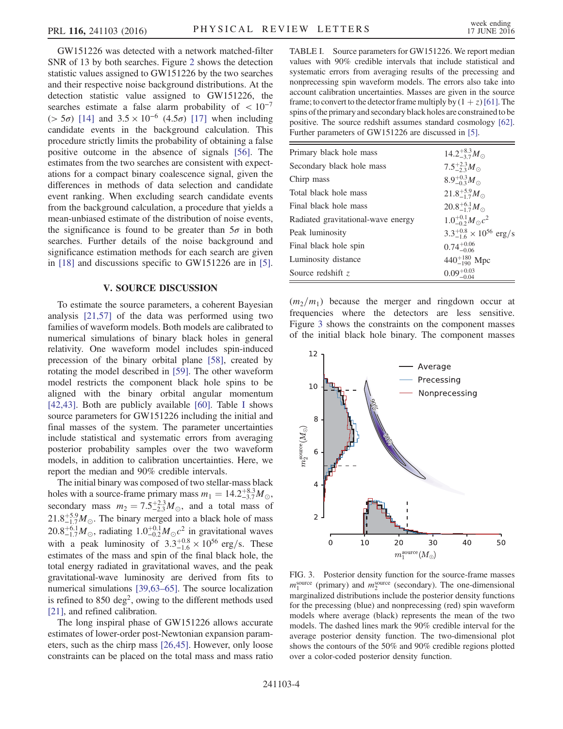GW151226 was detected with a network matched-filter SNR of 13 by both searches. Figure 2 shows the detection statistic values assigned to GW151226 by the two searches and their respective noise background distributions. At the detection statistic value assigned to GW151226, the searches estimate a false alarm probability of $< 10^{-7}$ ($> 5\sigma$) [14] and $3.5 \times 10^{-6}$ ($4.5\sigma$) [17] when including candidate events in the background calculation. This procedure strictly limits the probability of obtaining a false positive outcome in the absence of signals [56]. The estimates from the two searches are consistent with expectations for a compact binary coalescence signal, given the differences in methods of data selection and candidate event ranking. When excluding search candidate events from the background calculation, a procedure that yields a mean-unbiased estimate of the distribution of noise events, the significance is found to be greater than $5\sigma$ in both searches. Further details of the noise background and significance estimation methods for each search are given in [18] and discussions specific to GW151226 are in [5].

## V. SOURCE DISCUSSION

To estimate the source parameters, a coherent Bayesian analysis [21,57] of the data was performed using two families of waveform models. Both models are calibrated to numerical simulations of binary black holes in general relativity. One waveform model includes spin-induced precession of the binary orbital plane [58], created by rotating the model described in [59]. The other waveform model restricts the component black hole spins to be aligned with the binary orbital angular momentum [42,43]. Both are publicly available [60]. Table I shows source parameters for GW151226 including the initial and final masses of the system. The parameter uncertainties include statistical and systematic errors from averaging posterior probability samples over the two waveform models, in addition to calibration uncertainties. Here, we report the median and 90% credible intervals.

The initial binary was composed of two stellar-mass black holes with a source-frame primary mass $m_1 = 14.2^{+8.3}_{-3.7} M_\odot$, secondary mass $m_2 = 7.5^{+2.3}_{-2.3} M_\odot$, and a total mass of $21.8^{+5.9}_{-1.7} M_\odot$. The binary merged into a black hole of mass $20.8^{+6.1}_{-1.7} M_\odot$, radiating $1.0^{+0.1}_{-0.2} M_\odot c^2$ in gravitational waves with a peak luminosity of $3.3^{+0.8}_{-1.6} \times 10^{56}$ erg/s. These estimates of the mass and spin of the final black hole, the total energy radiated in gravitational waves, and the peak gravitational-wave luminosity are derived from fits to numerical simulations [39,63–65]. The source localization is refined to 850 deg$^2$, owing to the different methods used [21], and refined calibration.

The long inspiral phase of GW151226 allows accurate estimates of lower-order post-Newtonian expansion parameters, such as the chirp mass [26,45]. However, only loose constraints can be placed on the total mass and mass ratio ($m_2/m_1$) because the merger and ringdown occur at frequencies where the detectors are less sensitive. Figure 3 shows the constraints on the component masses of the initial black hole binary. The component masses

TABLE I. Source parameters for GW151226. We report median values with 90% credible intervals that include statistical and systematic errors from averaging results of the precessing and nonprecessing spin waveform models. The errors also take into account calibration uncertainties. Masses are given in the source frame; to convert to the detector frame multiply by $(1 + z)$ [61]. The spins of the primary and secondary black holes are constrained to be positive. The source redshift assumes standard cosmology [62]. Further parameters of GW151226 are discussed in [5].

| Parameter | Value |
|---|---|
| Primary black hole mass | $14.2^{+8.3}_{-3.7} M_\odot$ |
| Secondary black hole mass | $7.5^{+2.3}_{-2.3} M_\odot$ |
| Chirp mass | $8.9^{+0.3}_{-0.3} M_\odot$ |
| Total black hole mass | $21.8^{+5.9}_{-1.7} M_\odot$ |
| Final black hole mass | $20.8^{+6.1}_{-1.7} M_\odot$ |
| Radiated gravitational-wave energy | $1.0^{+0.1}_{-0.2} M_\odot c^2$ |
| Peak luminosity | $3.3^{+0.8}_{-1.6} \times 10^{56}$ erg/s |
| Final black hole spin | $0.74^{+0.06}_{-0.06}$ |
| Luminosity distance | $440^{+180}_{-190}$ Mpc |
| Source redshift $z$ | $0.09^{+0.03}_{-0.04}$ |

FIG. 3. Posterior density function for the source-frame masses $m_1^{\rm source}$ (primary) and $m_2^{\rm source}$ (secondary). The one-dimensional marginalized distributions include the posterior density functions for the precessing (blue) and nonprecessing (red) spin waveform models where average (black) represents the mean of the two models. The dashed lines mark the 90% credible interval for the average posterior density function. The two-dimensional plot shows the contours of the 50% and 90% credible regions plotted over a color-coded posterior density function.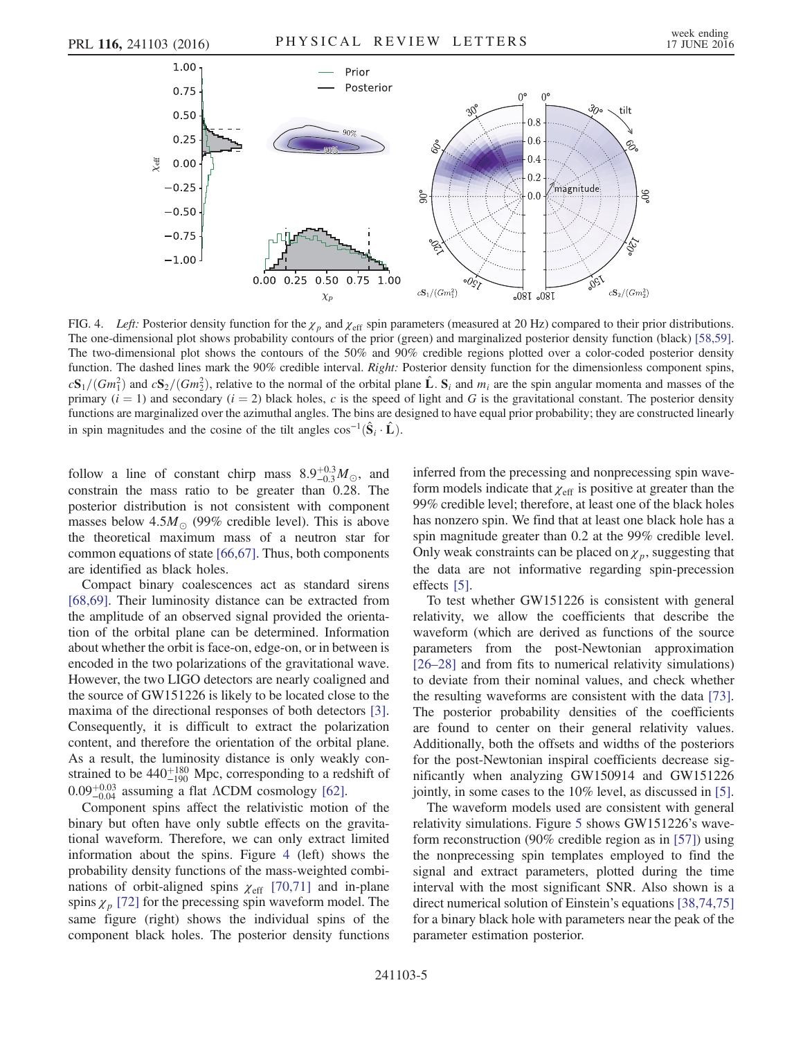FIG. 4. *Left:* Posterior density function for the $\chi_p$ and $\chi_{\rm eff}$ spin parameters (measured at 20 Hz) compared to their prior distributions. The one-dimensional plot shows probability contours of the prior (green) and marginalized posterior density function (black) [58,59]. The two-dimensional plot shows the contours of the 50% and 90% credible regions plotted over a color-coded posterior density function. The dashed lines mark the 90% credible interval. *Right:* Posterior density function for the dimensionless component spins, $c\mathbf{S}_1/(Gm_1^2)$ and $c\mathbf{S}_2/(Gm_2^2)$, relative to the normal of the orbital plane $\hat{\mathbf{L}}$. $\mathbf{S}_i$ and $m_i$ are the spin angular momenta and masses of the primary ($i = 1$) and secondary ($i = 2$) black holes, $c$ is the speed of light and $G$ is the gravitational constant. The posterior density functions are marginalized over the azimuthal angles. The bins are designed to have equal prior probability; they are constructed linearly in spin magnitudes and the cosine of the tilt angles $\cos^{-1}(\hat{\mathbf{S}}_i \cdot \hat{\mathbf{L}})$.

follow a line of constant chirp mass $8.9^{+0.3}_{-0.3} M_\odot$, and constrain the mass ratio to be greater than 0.28. The posterior distribution is not consistent with component masses below $4.5 M_\odot$ (99% credible level). This is above the theoretical maximum mass of a neutron star for common equations of state [66,67]. Thus, both components are identified as black holes.

Compact binary coalescences act as standard sirens [68,69]. Their luminosity distance can be extracted from the amplitude of an observed signal provided the orientation of the orbital plane can be determined. Information about whether the orbit is face-on, edge-on, or in between is encoded in the two polarizations of the gravitational wave. However, the two LIGO detectors are nearly coaligned and the source of GW151226 is likely to be located close to the maxima of the directional responses of both detectors [3]. Consequently, it is difficult to extract the polarization content, and therefore the orientation of the orbital plane. As a result, the luminosity distance is only weakly constrained to be $440^{+180}_{-190}$ Mpc, corresponding to a redshift of $0.09^{+0.03}_{-0.04}$ assuming a flat $\Lambda$CDM cosmology [62].

Component spins affect the relativistic motion of the binary but often have only subtle effects on the gravitational waveform. Therefore, we can only extract limited information about the spins. Figure 4 (left) shows the probability density functions of the mass-weighted combinations of orbit-aligned spins $\chi_{\rm eff}$ [70,71] and in-plane spins $\chi_p$ [72] for the precessing spin waveform model. The same figure (right) shows the individual spins of the component black holes. The posterior density functions inferred from the precessing and nonprecessing spin waveform models indicate that $\chi_{\rm eff}$ is positive at greater than the 99% credible level; therefore, at least one of the black holes has nonzero spin. We find that at least one black hole has a spin magnitude greater than 0.2 at the 99% credible level. Only weak constraints can be placed on $\chi_p$, suggesting that the data are not informative regarding spin-precession effects [5].

To test whether GW151226 is consistent with general relativity, we allow the coefficients that describe the waveform (which are derived as functions of the source parameters from the post-Newtonian approximation [26–28] and from fits to numerical relativity simulations) to deviate from their nominal values, and check whether the resulting waveforms are consistent with the data [73]. The posterior probability densities of the coefficients are found to center on their general relativity values. Additionally, both the offsets and widths of the posteriors for the post-Newtonian inspiral coefficients decrease significantly when analyzing GW150914 and GW151226 jointly, in some cases to the 10% level, as discussed in [5].

The waveform models used are consistent with general relativity simulations. Figure 5 shows GW151226's waveform reconstruction (90% credible region as in [57]) using the nonprecessing spin templates employed to find the signal and extract parameters, plotted during the time interval with the most significant SNR. Also shown is a direct numerical solution of Einstein's equations [38,74,75] for a binary black hole with parameters near the peak of the parameter estimation posterior.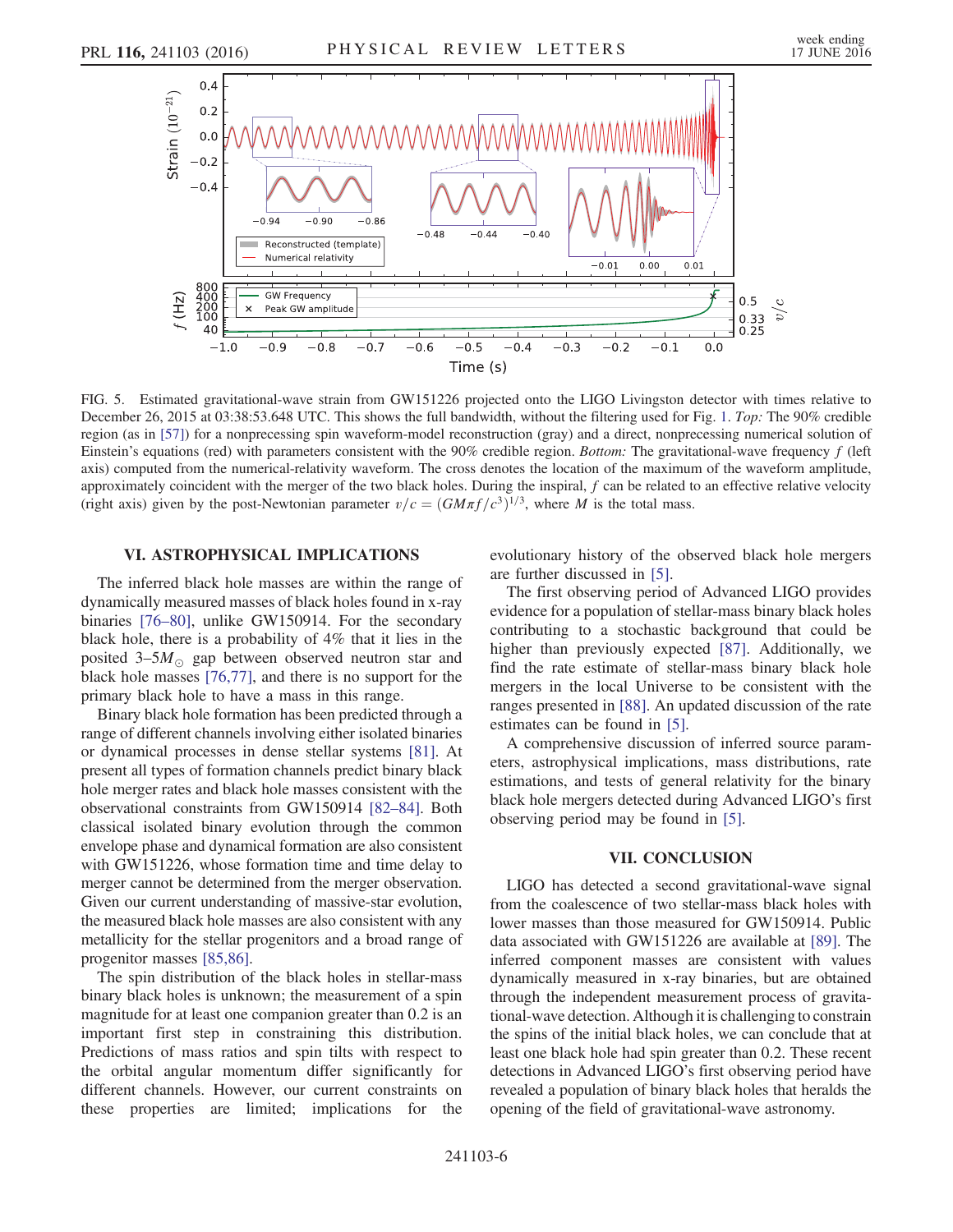FIG. 5. Estimated gravitational-wave strain from GW151226 projected onto the LIGO Livingston detector with times relative to December 26, 2015 at 03:38:53.648 UTC. This shows the full bandwidth, without the filtering used for Fig. 1. *Top:* The 90% credible region (as in [57]) for a nonprecessing spin waveform-model reconstruction (gray) and a direct, nonprecessing numerical solution of Einstein's equations (red) with parameters consistent with the 90% credible region. *Bottom:* The gravitational-wave frequency $f$ (left axis) computed from the numerical-relativity waveform. The cross denotes the location of the maximum of the waveform amplitude, approximately coincident with the merger of the two black holes. During the inspiral, $f$ can be related to an effective relative velocity (right axis) given by the post-Newtonian parameter $v/c = (GM\pi f/c^3)^{1/3}$, where $M$ is the total mass.

## VI. ASTROPHYSICAL IMPLICATIONS

The inferred black hole masses are within the range of dynamically measured masses of black holes found in x-ray binaries [76–80], unlike GW150914. For the secondary black hole, there is a probability of 4% that it lies in the posited 3–$5M_{\odot}$ gap between observed neutron star and black hole masses [76,77], and there is no support for the primary black hole to have a mass in this range.

Binary black hole formation has been predicted through a range of different channels involving either isolated binaries or dynamical processes in dense stellar systems [81]. At present all types of formation channels predict binary black hole merger rates and black hole masses consistent with the observational constraints from GW150914 [82–84]. Both classical isolated binary evolution through the common envelope phase and dynamical formation are also consistent with GW151226, whose formation time and time delay to merger cannot be determined from the merger observation. Given our current understanding of massive-star evolution, the measured black hole masses are also consistent with any metallicity for the stellar progenitors and a broad range of progenitor masses [85,86].

The spin distribution of the black holes in stellar-mass binary black holes is unknown; the measurement of a spin magnitude for at least one companion greater than 0.2 is an important first step in constraining this distribution. Predictions of mass ratios and spin tilts with respect to the orbital angular momentum differ significantly for different channels. However, our current constraints on these properties are limited; implications for the evolutionary history of the observed black hole mergers are further discussed in [5].

The first observing period of Advanced LIGO provides evidence for a population of stellar-mass binary black holes contributing to a stochastic background that could be higher than previously expected [87]. Additionally, we find the rate estimate of stellar-mass binary black hole mergers in the local Universe to be consistent with the ranges presented in [88]. An updated discussion of the rate estimates can be found in [5].

A comprehensive discussion of inferred source parameters, astrophysical implications, mass distributions, rate estimations, and tests of general relativity for the binary black hole mergers detected during Advanced LIGO's first observing period may be found in [5].

## VII. CONCLUSION

LIGO has detected a second gravitational-wave signal from the coalescence of two stellar-mass black holes with lower masses than those measured for GW150914. Public data associated with GW151226 are available at [89]. The inferred component masses are consistent with values dynamically measured in x-ray binaries, but are obtained through the independent measurement process of gravitational-wave detection. Although it is challenging to constrain the spins of the initial black holes, we can conclude that at least one black hole had spin greater than 0.2. These recent detections in Advanced LIGO's first observing period have revealed a population of binary black holes that heralds the opening of the field of gravitational-wave astronomy.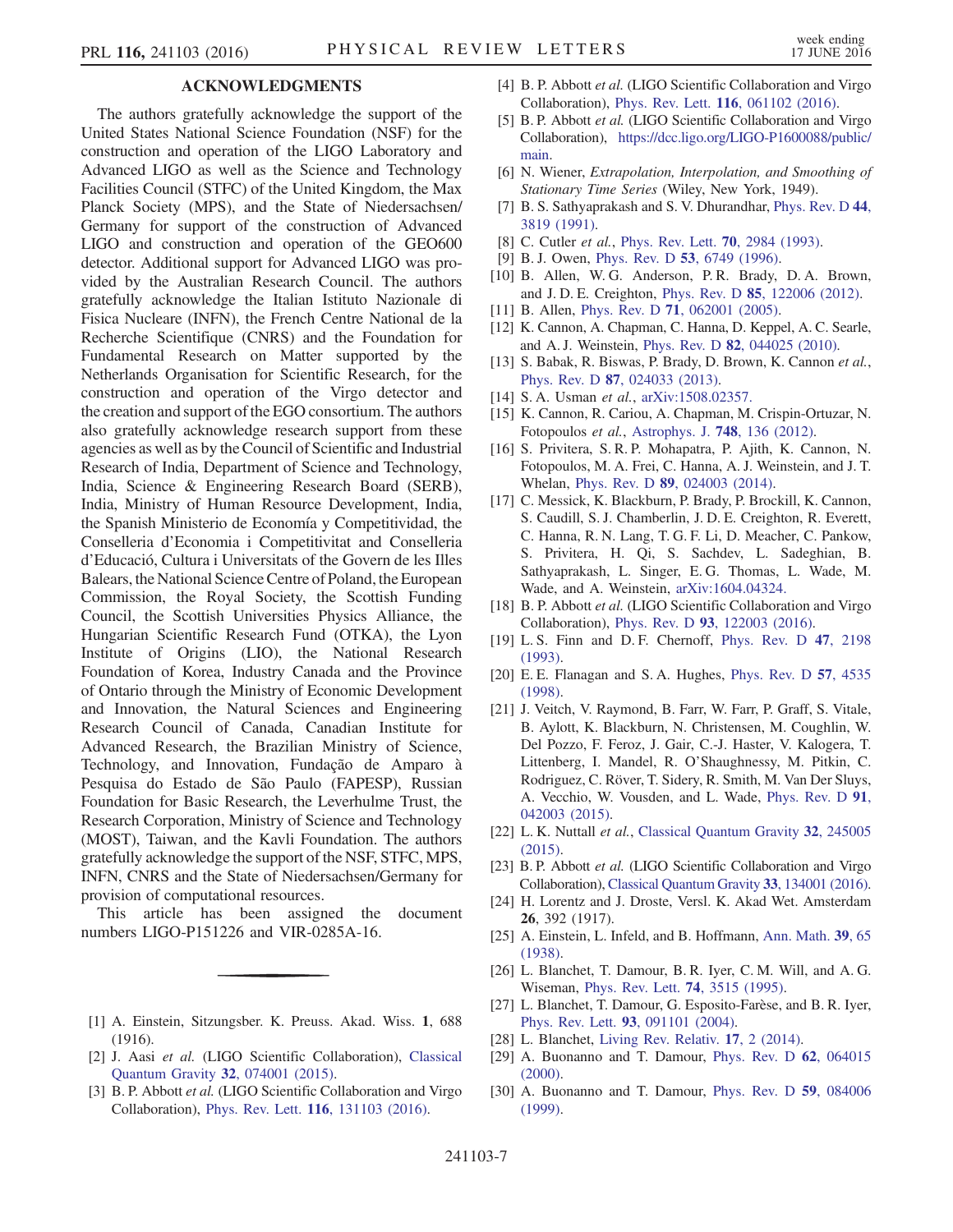## ACKNOWLEDGMENTS

The authors gratefully acknowledge the support of the United States National Science Foundation (NSF) for the construction and operation of the LIGO Laboratory and Advanced LIGO as well as the Science and Technology Facilities Council (STFC) of the United Kingdom, the Max Planck Society (MPS), and the State of Niedersachsen/Germany for support of the construction of Advanced LIGO and construction and operation of the GEO600 detector. Additional support for Advanced LIGO was provided by the Australian Research Council. The authors gratefully acknowledge the Italian Istituto Nazionale di Fisica Nucleare (INFN), the French Centre National de la Recherche Scientifique (CNRS) and the Foundation for Fundamental Research on Matter supported by the Netherlands Organisation for Scientific Research, for the construction and operation of the Virgo detector and the creation and support of the EGO consortium. The authors also gratefully acknowledge research support from these agencies as well as by the Council of Scientific and Industrial Research of India, Department of Science and Technology, India, Science & Engineering Research Board (SERB), India, Ministry of Human Resource Development, India, the Spanish Ministerio de Economía y Competitividad, the Conselleria d'Economia i Competitivitat and Conselleria d'Educació, Cultura i Universitats of the Govern de les Illes Balears, the National Science Centre of Poland, the European Commission, the Royal Society, the Scottish Funding Council, the Scottish Universities Physics Alliance, the Hungarian Scientific Research Fund (OTKA), the Lyon Institute of Origins (LIO), the National Research Foundation of Korea, Industry Canada and the Province of Ontario through the Ministry of Economic Development and Innovation, the Natural Sciences and Engineering Research Council of Canada, Canadian Institute for Advanced Research, the Brazilian Ministry of Science, Technology, and Innovation, Fundação de Amparo à Pesquisa do Estado de São Paulo (FAPESP), Russian Foundation for Basic Research, the Leverhulme Trust, the Research Corporation, Ministry of Science and Technology (MOST), Taiwan, and the Kavli Foundation. The authors gratefully acknowledge the support of the NSF, STFC, MPS, INFN, CNRS and the State of Niedersachsen/Germany for provision of computational resources.

This article has been assigned the document numbers LIGO-P151226 and VIR-0285A-16.

---

[1] A. Einstein, Sitzungsber. K. Preuss. Akad. Wiss. **1**, 688 (1916).

[2] J. Aasi *et al.* (LIGO Scientific Collaboration), Classical Quantum Gravity **32**, 074001 (2015).

[3] B. P. Abbott *et al.* (LIGO Scientific Collaboration and Virgo Collaboration), Phys. Rev. Lett. **116**, 131103 (2016).

[4] B. P. Abbott *et al.* (LIGO Scientific Collaboration and Virgo Collaboration), Phys. Rev. Lett. **116**, 061102 (2016).

[5] B. P. Abbott *et al.* (LIGO Scientific Collaboration and Virgo Collaboration), https://dcc.ligo.org/LIGO-P1600088/public/main.

[6] N. Wiener, *Extrapolation, Interpolation, and Smoothing of Stationary Time Series* (Wiley, New York, 1949).

[7] B. S. Sathyaprakash and S. V. Dhurandhar, Phys. Rev. D **44**, 3819 (1991).

[8] C. Cutler *et al.*, Phys. Rev. Lett. **70**, 2984 (1993).

[9] B. J. Owen, Phys. Rev. D **53**, 6749 (1996).

[10] B. Allen, W. G. Anderson, P. R. Brady, D. A. Brown, and J. D. E. Creighton, Phys. Rev. D **85**, 122006 (2012).

[11] B. Allen, Phys. Rev. D **71**, 062001 (2005).

[12] K. Cannon, A. Chapman, C. Hanna, D. Keppel, A. C. Searle, and A. J. Weinstein, Phys. Rev. D **82**, 044025 (2010).

[13] S. Babak, R. Biswas, P. Brady, D. Brown, K. Cannon *et al.*, Phys. Rev. D **87**, 024033 (2013).

[14] S. A. Usman *et al.*, arXiv:1508.02357.

[15] K. Cannon, R. Cariou, A. Chapman, M. Crispin-Ortuzar, N. Fotopoulos *et al.*, Astrophys. J. **748**, 136 (2012).

[16] S. Privitera, S. R. P. Mohapatra, P. Ajith, K. Cannon, N. Fotopoulos, M. A. Frei, C. Hanna, A. J. Weinstein, and J. T. Whelan, Phys. Rev. D **89**, 024003 (2014).

[17] C. Messick, K. Blackburn, P. Brady, P. Brockill, K. Cannon, S. Caudill, S. J. Chamberlin, J. D. E. Creighton, R. Everett, C. Hanna, R. N. Lang, T. G. F. Li, D. Meacher, C. Pankow, S. Privitera, H. Qi, S. Sachdev, L. Sadeghian, B. Sathyaprakash, L. Singer, E. G. Thomas, L. Wade, M. Wade, and A. Weinstein, arXiv:1604.04324.

[18] B. P. Abbott *et al.* (LIGO Scientific Collaboration and Virgo Collaboration), Phys. Rev. D **93**, 122003 (2016).

[19] L. S. Finn and D. F. Chernoff, Phys. Rev. D **47**, 2198 (1993).

[20] E. E. Flanagan and S. A. Hughes, Phys. Rev. D **57**, 4535 (1998).

[21] J. Veitch, V. Raymond, B. Farr, W. Farr, P. Graff, S. Vitale, B. Aylott, K. Blackburn, N. Christensen, M. Coughlin, W. Del Pozzo, F. Feroz, J. Gair, C.-J. Haster, V. Kalogera, T. Littenberg, I. Mandel, R. O'Shaughnessy, M. Pitkin, C. Rodriguez, C. Röver, T. Sidery, R. Smith, M. Van Der Sluys, A. Vecchio, W. Vousden, and L. Wade, Phys. Rev. D **91**, 042003 (2015).

[22] L. K. Nuttall *et al.*, Classical Quantum Gravity **32**, 245005 (2015).

[23] B. P. Abbott *et al.* (LIGO Scientific Collaboration and Virgo Collaboration), Classical Quantum Gravity **33**, 134001 (2016).

[24] H. Lorentz and J. Droste, Versl. K. Akad Wet. Amsterdam **26**, 392 (1917).

[25] A. Einstein, L. Infeld, and B. Hoffmann, Ann. Math. **39**, 65 (1938).

[26] L. Blanchet, T. Damour, B. R. Iyer, C. M. Will, and A. G. Wiseman, Phys. Rev. Lett. **74**, 3515 (1995).

[27] L. Blanchet, T. Damour, G. Esposito-Farèse, and B. R. Iyer, Phys. Rev. Lett. **93**, 091101 (2004).

[28] L. Blanchet, Living Rev. Relativ. **17**, 2 (2014).

[29] A. Buonanno and T. Damour, Phys. Rev. D **62**, 064015 (2000).

[30] A. Buonanno and T. Damour, Phys. Rev. D **59**, 084006 (1999).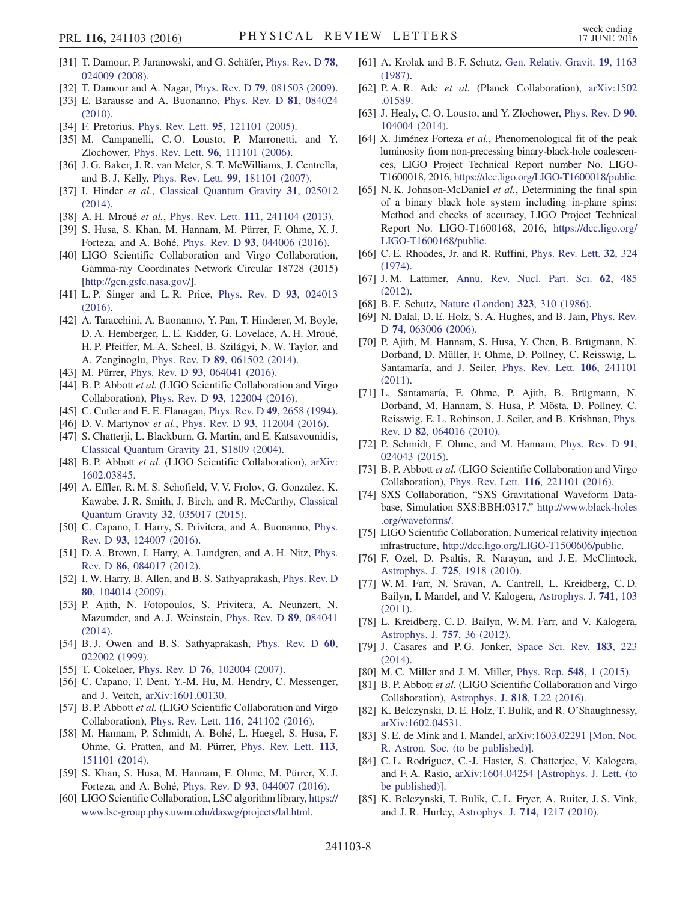[31] T. Damour, P. Jaranowski, and G. Schäfer, Phys. Rev. D **78**, 024009 (2008).

[32] T. Damour and A. Nagar, Phys. Rev. D **79**, 081503 (2009).

[33] E. Barausse and A. Buonanno, Phys. Rev. D **81**, 084024 (2010).

[34] F. Pretorius, Phys. Rev. Lett. **95**, 121101 (2005).

[35] M. Campanelli, C. O. Lousto, P. Marronetti, and Y. Zlochower, Phys. Rev. Lett. **96**, 111101 (2006).

[36] J. G. Baker, J. R. van Meter, S. T. McWilliams, J. Centrella, and B. J. Kelly, Phys. Rev. Lett. **99**, 181101 (2007).

[37] I. Hinder *et al.*, Classical Quantum Gravity **31**, 025012 (2014).

[38] A. H. Mroué *et al.*, Phys. Rev. Lett. **111**, 241104 (2013).

[39] S. Husa, S. Khan, M. Hannam, M. Pürrer, F. Ohme, X. J. Forteza, and A. Bohé, Phys. Rev. D **93**, 044006 (2016).

[40] LIGO Scientific Collaboration and Virgo Collaboration, Gamma-ray Coordinates Network Circular 18728 (2015) [http://gcn.gsfc.nasa.gov/].

[41] L. P. Singer and L. R. Price, Phys. Rev. D **93**, 024013 (2016).

[42] A. Taracchini, A. Buonanno, Y. Pan, T. Hinderer, M. Boyle, D. A. Hemberger, L. E. Kidder, G. Lovelace, A. H. Mroué, H. P. Pfeiffer, M. A. Scheel, B. Szilágyi, N. W. Taylor, and A. Zenginoglu, Phys. Rev. D **89**, 061502 (2014).

[43] M. Pürrer, Phys. Rev. D **93**, 064041 (2016).

[44] B. P. Abbott *et al.* (LIGO Scientific Collaboration and Virgo Collaboration), Phys. Rev. D **93**, 122004 (2016).

[45] C. Cutler and E. E. Flanagan, Phys. Rev. D **49**, 2658 (1994).

[46] D. V. Martynov *et al.*, Phys. Rev. D **93**, 112004 (2016).

[47] S. Chatterji, L. Blackburn, G. Martin, and E. Katsavounidis, Classical Quantum Gravity **21**, S1809 (2004).

[48] B. P. Abbott *et al.* (LIGO Scientific Collaboration), arXiv: 1602.03845.

[49] A. Effler, R. M. S. Schofield, V. V. Frolov, G. Gonzalez, K. Kawabe, J. R. Smith, J. Birch, and R. McCarthy, Classical Quantum Gravity **32**, 035017 (2015).

[50] C. Capano, I. Harry, S. Privitera, and A. Buonanno, Phys. Rev. D **93**, 124007 (2016).

[51] D. A. Brown, I. Harry, A. Lundgren, and A. H. Nitz, Phys. Rev. D **86**, 084017 (2012).

[52] I. W. Harry, B. Allen, and B. S. Sathyaprakash, Phys. Rev. D **80**, 104014 (2009).

[53] P. Ajith, N. Fotopoulos, S. Privitera, A. Neunzert, N. Mazumder, and A. J. Weinstein, Phys. Rev. D **89**, 084041 (2014).

[54] B. J. Owen and B. S. Sathyaprakash, Phys. Rev. D **60**, 022002 (1999).

[55] T. Cokelaer, Phys. Rev. D **76**, 102004 (2007).

[56] C. Capano, T. Dent, Y.-M. Hu, M. Hendry, C. Messenger, and J. Veitch, arXiv:1601.00130.

[57] B. P. Abbott *et al.* (LIGO Scientific Collaboration and Virgo Collaboration), Phys. Rev. Lett. **116**, 241102 (2016).

[58] M. Hannam, P. Schmidt, A. Bohé, L. Haegel, S. Husa, F. Ohme, G. Pratten, and M. Pürrer, Phys. Rev. Lett. **113**, 151101 (2014).

[59] S. Khan, S. Husa, M. Hannam, F. Ohme, M. Pürrer, X. J. Forteza, and A. Bohé, Phys. Rev. D **93**, 044007 (2016).

[60] LIGO Scientific Collaboration, LSC algorithm library, https://www.lsc-group.phys.uwm.edu/daswg/projects/lal.html.

[61] A. Krolak and B. F. Schutz, Gen. Relativ. Gravit. **19**, 1163 (1987).

[62] P. A. R. Ade *et al.* (Planck Collaboration), arXiv:1502.01589.

[63] J. Healy, C. O. Lousto, and Y. Zlochower, Phys. Rev. D **90**, 104004 (2014).

[64] X. Jiménez Forteza *et al.*, Phenomenological fit of the peak luminosity from non-precessing binary-black-hole coalescences, LIGO Project Technical Report number No. LIGO-T1600018, 2016, https://dcc.ligo.org/LIGO-T1600018/public.

[65] N. K. Johnson-McDaniel *et al.*, Determining the final spin of a binary black hole system including in-plane spins: Method and checks of accuracy, LIGO Project Technical Report No. LIGO-T1600168, 2016, https://dcc.ligo.org/LIGO-T1600168/public.

[66] C. E. Rhoades, Jr. and R. Ruffini, Phys. Rev. Lett. **32**, 324 (1974).

[67] J. M. Lattimer, Annu. Rev. Nucl. Part. Sci. **62**, 485 (2012).

[68] B. F. Schutz, Nature (London) **323**, 310 (1986).

[69] N. Dalal, D. E. Holz, S. A. Hughes, and B. Jain, Phys. Rev. D **74**, 063006 (2006).

[70] P. Ajith, M. Hannam, S. Husa, Y. Chen, B. Brügmann, N. Dorband, D. Müller, F. Ohme, D. Pollney, C. Reisswig, L. Santamaría, and J. Seiler, Phys. Rev. Lett. **106**, 241101 (2011).

[71] L. Santamaría, F. Ohme, P. Ajith, B. Brügmann, N. Dorband, M. Hannam, S. Husa, P. Mösta, D. Pollney, C. Reisswig, E. L. Robinson, J. Seiler, and B. Krishnan, Phys. Rev. D **82**, 064016 (2010).

[72] P. Schmidt, F. Ohme, and M. Hannam, Phys. Rev. D **91**, 024043 (2015).

[73] B. P. Abbott *et al.* (LIGO Scientific Collaboration and Virgo Collaboration), Phys. Rev. Lett. **116**, 221101 (2016).

[74] SXS Collaboration, "SXS Gravitational Waveform Database, Simulation SXS:BBH:0317," http://www.black-holes.org/waveforms/.

[75] LIGO Scientific Collaboration, Numerical relativity injection infrastructure, http://dcc.ligo.org/LIGO-T1500606/public.

[76] F. Ozel, D. Psaltis, R. Narayan, and J. E. McClintock, Astrophys. J. **725**, 1918 (2010).

[77] W. M. Farr, N. Sravan, A. Cantrell, L. Kreidberg, C. D. Bailyn, I. Mandel, and V. Kalogera, Astrophys. J. **741**, 103 (2011).

[78] L. Kreidberg, C. D. Bailyn, W. M. Farr, and V. Kalogera, Astrophys. J. **757**, 36 (2012).

[79] J. Casares and P. G. Jonker, Space Sci. Rev. **183**, 223 (2014).

[80] M. C. Miller and J. M. Miller, Phys. Rep. **548**, 1 (2015).

[81] B. P. Abbott *et al.* (LIGO Scientific Collaboration and Virgo Collaboration), Astrophys. J. **818**, L22 (2016).

[82] K. Belczynski, D. E. Holz, T. Bulik, and R. O'Shaughnessy, arXiv:1602.04531.

[83] S. E. de Mink and I. Mandel, arXiv:1603.02291 [Mon. Not. R. Astron. Soc. (to be published)].

[84] C. L. Rodriguez, C.-J. Haster, S. Chatterjee, V. Kalogera, and F. A. Rasio, arXiv:1604.04254 [Astrophys. J. Lett. (to be published)].

[85] K. Belczynski, T. Bulik, C. L. Fryer, A. Ruiter, J. S. Vink, and J. R. Hurley, Astrophys. J. **714**, 1217 (2010).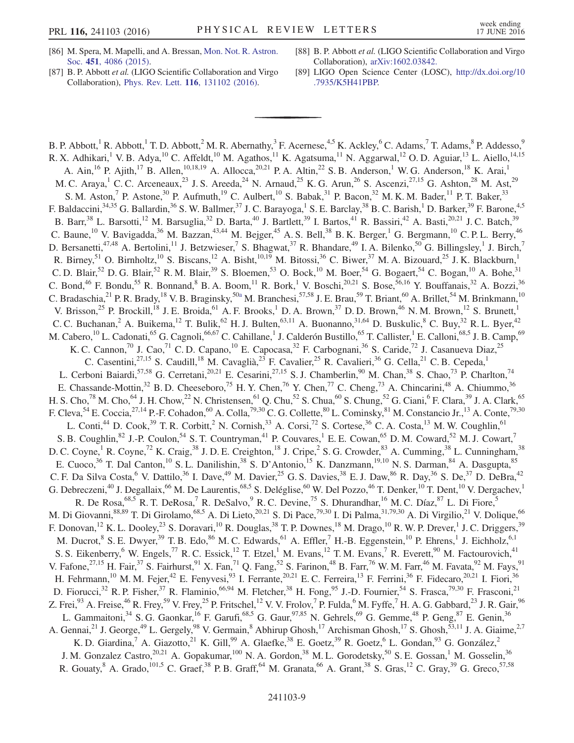[86] M. Spera, M. Mapelli, and A. Bressan, Mon. Not. R. Astron. Soc. **451**, 4086 (2015).

[87] B. P. Abbott *et al.* (LIGO Scientific Collaboration and Virgo Collaboration), Phys. Rev. Lett. **116**, 131102 (2016).

[88] B. P. Abbott *et al.* (LIGO Scientific Collaboration and Virgo Collaboration), arXiv:1602.03842.

[89] LIGO Open Science Center (LOSC), http://dx.doi.org/10.7935/K5H41PBP.

---

B. P. Abbott,[1] R. Abbott,[1] T. D. Abbott,[2] M. R. Abernathy,[3] F. Acernese,[4,5] K. Ackley,[6] C. Adams,[7] T. Adams,[8] P. Addesso,[9] R. X. Adhikari,[1] V. B. Adya,[10] C. Affeldt,[10] M. Agathos,[11] K. Agatsuma,[11] N. Aggarwal,[12] O. D. Aguiar,[13] L. Aiello,[14,15] A. Ain,[16] P. Ajith,[17] B. Allen,[10,18,19] A. Allocca,[20,21] P. A. Altin,[22] S. B. Anderson,[1] W. G. Anderson,[18] K. Arai,[1] M. C. Araya,[1] C. C. Arceneaux,[23] J. S. Areeda,[24] N. Arnaud,[25] K. G. Arun,[26] S. Ascenzi,[27,15] G. Ashton,[28] M. Ast,[29] S. M. Aston,[7] P. Astone,[30] P. Aufmuth,[19] C. Aulbert,[10] S. Babak,[31] P. Bacon,[32] M. K. M. Bader,[11] P. T. Baker,[33] F. Baldaccini,[34,35] G. Ballardin,[36] S. W. Ballmer,[37] J. C. Barayoga,[1] S. E. Barclay,[38] B. C. Barish,[1] D. Barker,[39] F. Barone,[4,5] B. Barr,[38] L. Barsotti,[12] M. Barsuglia,[32] D. Barta,[40] J. Bartlett,[39] I. Bartos,[41] R. Bassiri,[42] A. Basti,[20,21] J. C. Batch,[39] C. Baune,[10] V. Bavigadda,[36] M. Bazzan,[43,44] M. Bejger,[45] A. S. Bell,[38] B. K. Berger,[1] G. Bergmann,[10] C. P. L. Berry,[46] D. Bersanetti,[47,48] A. Bertolini,[11] J. Betzwieser,[7] S. Bhagwat,[37] R. Bhandare,[49] I. A. Bilenko,[50] G. Billingsley,[1] J. Birch,[7] R. Birney,[51] O. Birnholtz,[10] S. Biscans,[12] A. Bisht,[10,19] M. Bitossi,[36] C. Biwer,[37] M. A. Bizouard,[25] J. K. Blackburn,[1] C. D. Blair,[52] D. G. Blair,[52] R. M. Blair,[39] S. Bloemen,[53] O. Bock,[10] M. Boer,[54] G. Bogaert,[54] C. Bogan,[10] A. Bohe,[31] C. Bond,[46] F. Bondu,[55] R. Bonnand,[8] B. A. Boom,[11] R. Bork,[1] V. Boschi,[20,21] S. Bose,[56,16] Y. Bouffanais,[32] A. Bozzi,[36] C. Bradaschia,[21] P. R. Brady,[18] V. B. Braginsky,[50a] M. Branchesi,[57,58] J. E. Brau,[59] T. Briant,[60] A. Brillet,[54] M. Brinkmann,[10] V. Brisson,[25] P. Brockill,[18] J. E. Broida,[61] A. F. Brooks,[1] D. A. Brown,[37] D. D. Brown,[46] N. M. Brown,[12] S. Brunett,[1] C. C. Buchanan,[2] A. Buikema,[12] T. Bulik,[62] H. J. Bulten,[63,11] A. Buonanno,[31,64] D. Buskulic,[8] C. Buy,[32] R. L. Byer,[42] M. Cabero,[10] L. Cadonati,[65] G. Cagnoli,[66,67] C. Cahillane,[1] J. Calderón Bustillo,[65] T. Callister,[1] E. Calloni,[68,5] J. B. Camp,[69] K. C. Cannon,[70] J. Cao,[71] C. D. Capano,[10] E. Capocasa,[32] F. Carbognani,[36] S. Caride,[72] J. Casanueva Diaz,[25] C. Casentini,[27,15] S. Caudill,[18] M. Cavaglià,[23] F. Cavalier,[25] R. Cavalieri,[36] G. Cella,[21] C. B. Cepeda,[1] L. Cerboni Baiardi,[57,58] G. Cerretani,[20,21] E. Cesarini,[27,15] S. J. Chamberlin,[90] M. Chan,[38] S. Chao,[73] P. Charlton,[74] E. Chassande-Mottin,[32] B. D. Cheeseboro,[75] H. Y. Chen,[76] Y. Chen,[77] C. Cheng,[73] A. Chincarini,[48] A. Chiummo,[36] H. S. Cho,[78] M. Cho,[64] J. H. Chow,[22] N. Christensen,[61] Q. Chu,[52] S. Chua,[60] S. Chung,[52] G. Ciani,[6] F. Clara,[39] J. A. Clark,[65] F. Cleva,[54] E. Coccia,[27,14] P.-F. Cohadon,[60] A. Colla,[79,30] C. G. Collette,[80] L. Cominsky,[81] M. Constancio Jr.,[13] A. Conte,[79,30] L. Conti,[44] D. Cook,[39] T. R. Corbitt,[2] N. Cornish,[33] A. Corsi,[72] S. Cortese,[36] C. A. Costa,[13] M. W. Coughlin,[61] S. B. Coughlin,[82] J.-P. Coulon,[54] S. T. Countryman,[41] P. Couvares,[1] E. E. Cowan,[65] D. M. Coward,[52] M. J. Cowart,[7] D. C. Coyne,[1] R. Coyne,[72] K. Craig,[38] J. D. E. Creighton,[18] J. Cripe,[2] S. G. Crowder,[83] A. Cumming,[38] L. Cunningham,[38] E. Cuoco,[36] T. Dal Canton,[10] S. L. Danilishin,[38] S. D'Antonio,[15] K. Danzmann,[19,10] N. S. Darman,[84] A. Dasgupta,[85] C. F. Da Silva Costa,[6] V. Dattilo,[36] I. Dave,[49] M. Davier,[25] G. S. Davies,[38] E. J. Daw,[86] R. Day,[36] S. De,[37] D. DeBra,[42] G. Debreczeni,[40] J. Degallaix,[66] M. De Laurentis,[68,5] S. Deléglise,[60] W. Del Pozzo,[46] T. Denker,[10] T. Dent,[10] V. Dergachev,[1] R. De Rosa,[68,5] R. T. DeRosa,[7] R. DeSalvo,[9] R. C. Devine,[75] S. Dhurandhar,[16] M. C. Díaz,[87] L. Di Fiore,[5] M. Di Giovanni,[88,89] T. Di Girolamo,[68,5] A. Di Lieto,[20,21] S. Di Pace,[79,30] I. Di Palma,[31,79,30] A. Di Virgilio,[21] V. Dolique,[66] F. Donovan,[12] K. L. Dooley,[23] S. Doravari,[10] R. Douglas,[38] T. P. Downes,[18] M. Drago,[10] R. W. P. Drever,[1] J. C. Driggers,[39] M. Ducrot,[8] S. E. Dwyer,[39] T. B. Edo,[86] M. C. Edwards,[61] A. Effler,[7] H.-B. Eggenstein,[10] P. Ehrens,[1] J. Eichholz,[6,1] S. S. Eikenberry,[6] W. Engels,[77] R. C. Essick,[12] T. Etzel,[1] M. Evans,[12] T. M. Evans,[7] R. Everett,[90] M. Factourovich,[41] V. Fafone,[27,15] H. Fair,[37] S. Fairhurst,[91] X. Fan,[71] Q. Fang,[52] S. Farinon,[48] B. Farr,[76] W. M. Farr,[46] M. Favata,[92] M. Fays,[91] H. Fehrmann,[10] M. M. Fejer,[42] E. Fenyvesi,[93] I. Ferrante,[20,21] E. C. Ferreira,[13] F. Ferrini,[36] F. Fidecaro,[20,21] I. Fiori,[36] D. Fiorucci,[32] R. P. Fisher,[37] R. Flaminio,[66,94] M. Fletcher,[38] H. Fong,[95] J.-D. Fournier,[54] S. Frasca,[79,30] F. Frasconi,[21] Z. Frei,[93] A. Freise,[46] R. Frey,[59] V. Frey,[25] P. Fritschel,[12] V. V. Frolov,[7] P. Fulda,[6] M. Fyffe,[7] H. A. G. Gabbard,[23] J. R. Gair,[96] L. Gammaitoni,[34] S. G. Gaonkar,[16] F. Garufi,[68,5] G. Gaur,[97,85] N. Gehrels,[69] G. Gemme,[48] P. Geng,[87] E. Genin,[36] A. Gennai,[21] J. George,[49] L. Gergely,[98] V. Germain,[8] Abhirup Ghosh,[17] Archisman Ghosh,[17] S. Ghosh,[53,11] J. A. Giaime,[2,7] K. D. Giardina,[7] A. Giazotto,[21] K. Gill,[99] A. Glaefke,[38] E. Goetz,[39] R. Goetz,[6] L. Gondan,[93] G. González,[2] J. M. Gonzalez Castro,[20,21] A. Gopakumar,[100] N. A. Gordon,[38] M. L. Gorodetsky,[50] S. E. Gossan,[1] M. Gosselin,[36] R. Gouaty,[8] A. Grado,[101,5] C. Graef,[38] P. B. Graff,[64] M. Granata,[66] A. Grant,[38] S. Gras,[12] C. Gray,[39] G. Greco,[57,58]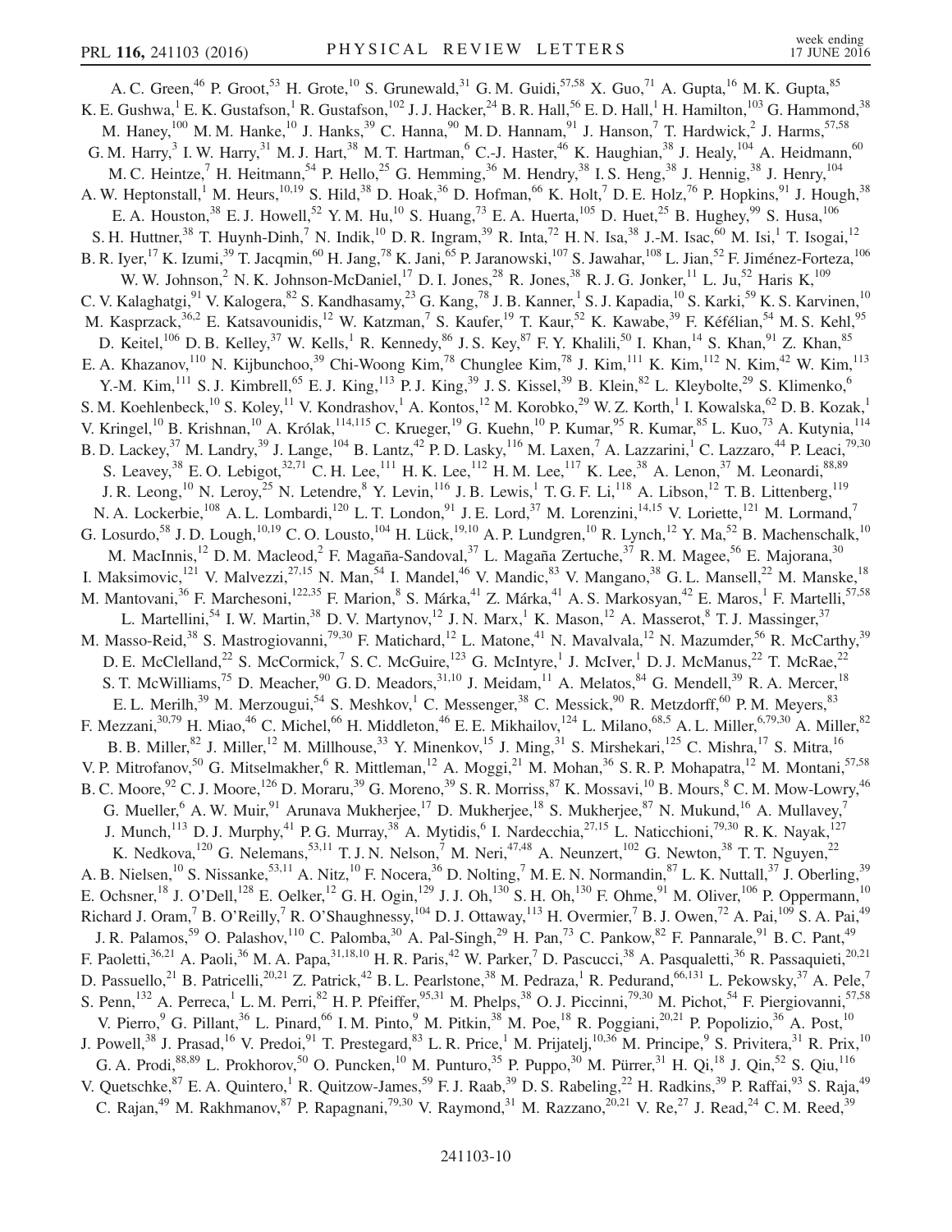A. C. Green,[46] P. Groot,[53] H. Grote,[10] S. Grunewald,[31] G. M. Guidi,[57,58] X. Guo,[71] A. Gupta,[16] M. K. Gupta,[85] K. E. Gushwa,[1] E. K. Gustafson,[1] R. Gustafson,[102] J. J. Hacker,[24] B. R. Hall,[56] E. D. Hall,[1] H. Hamilton,[103] G. Hammond,[38] M. Haney,[100] M. M. Hanke,[10] J. Hanks,[39] C. Hanna,[90] M. D. Hannam,[91] J. Hanson,[7] T. Hardwick,[2] J. Harms,[57,58] G. M. Harry,[3] I. W. Harry,[31] M. J. Hart,[38] M. T. Hartman,[6] C.-J. Haster,[46] K. Haughian,[38] J. Healy,[104] A. Heidmann,[60] M. C. Heintze,[7] H. Heitmann,[54] P. Hello,[25] G. Hemming,[36] M. Hendry,[38] I. S. Heng,[38] J. Hennig,[38] J. Henry,[104] A. W. Heptonstall,[1] M. Heurs,[10,19] S. Hild,[38] D. Hoak,[36] D. Hofman,[66] K. Holt,[7] D. E. Holz,[76] P. Hopkins,[91] J. Hough,[38] E. A. Houston,[38] E. J. Howell,[52] Y. M. Hu,[10] S. Huang,[73] E. A. Huerta,[105] D. Huet,[25] B. Hughey,[99] S. Husa,[106] S. H. Huttner,[38] T. Huynh-Dinh,[7] N. Indik,[10] D. R. Ingram,[39] R. Inta,[72] H. N. Isa,[38] J.-M. Isac,[60] M. Isi,[1] T. Isogai,[12] B. R. Iyer,[17] K. Izumi,[39] T. Jacqmin,[60] H. Jang,[78] K. Jani,[65] P. Jaranowski,[107] S. Jawahar,[108] L. Jian,[52] F. Jiménez-Forteza,[106] W. W. Johnson,[2] N. K. Johnson-McDaniel,[17] D. I. Jones,[28] R. Jones,[38] R. J. G. Jonker,[11] L. Ju,[52] Haris K,[109] C. V. Kalaghatgi,[91] V. Kalogera,[82] S. Kandhasamy,[23] G. Kang,[78] J. B. Kanner,[1] S. J. Kapadia,[10] S. Karki,[59] K. S. Karvinen,[10] M. Kasprzack,[36,2] E. Katsavounidis,[12] W. Katzman,[7] S. Kaufer,[19] T. Kaur,[52] K. Kawabe,[39] F. Kéfélian,[54] M. S. Kehl,[95] D. Keitel,[106] D. B. Kelley,[37] W. Kells,[1] R. Kennedy,[86] J. S. Key,[87] F. Y. Khalili,[50] I. Khan,[14] S. Khan,[91] Z. Khan,[85] E. A. Khazanov,[110] N. Kijbunchoo,[39] Chi-Woong Kim,[78] Chunglee Kim,[78] J. Kim,[111] K. Kim,[112] N. Kim,[42] W. Kim,[113] Y.-M. Kim,[111] S. J. Kimbrell,[65] E. J. King,[113] P. J. King,[39] J. S. Kissel,[39] B. Klein,[82] L. Kleybolte,[29] S. Klimenko,[6] S. M. Koehlenbeck,[10] S. Koley,[11] V. Kondrashov,[1] A. Kontos,[12] M. Korobko,[29] W. Z. Korth,[1] I. Kowalska,[62] D. B. Kozak,[1] V. Kringel,[10] B. Krishnan,[10] A. Królak,[114,115] C. Krueger,[19] G. Kuehn,[10] P. Kumar,[95] R. Kumar,[85] L. Kuo,[73] A. Kutynia,[114] B. D. Lackey,[37] M. Landry,[39] J. Lange,[104] B. Lantz,[42] P. D. Lasky,[116] M. Laxen,[7] A. Lazzarini,[1] C. Lazzaro,[44] P. Leaci,[79,30] S. Leavey,[38] E. O. Lebigot,[32,71] C. H. Lee,[111] H. K. Lee,[112] H. M. Lee,[117] K. Lee,[38] A. Lenon,[37] M. Leonardi,[88,89] J. R. Leong,[10] N. Leroy,[25] N. Letendre,[8] Y. Levin,[116] J. B. Lewis,[1] T. G. F. Li,[118] A. Libson,[12] T. B. Littenberg,[119] N. A. Lockerbie,[108] A. L. Lombardi,[120] L. T. London,[91] J. E. Lord,[37] M. Lorenzini,[14,15] V. Loriette,[121] M. Lormand,[7] G. Losurdo,[58] J. D. Lough,[10,19] C. O. Lousto,[104] H. Lück,[19,10] A. P. Lundgren,[10] R. Lynch,[12] Y. Ma,[52] B. Machenschalk,[10] M. MacInnis,[12] D. M. Macleod,[2] F. Magaña-Sandoval,[37] L. Magaña Zertuche,[37] R. M. Magee,[56] E. Majorana,[30] I. Maksimovic,[121] V. Malvezzi,[27,15] N. Man,[54] I. Mandel,[46] V. Mandic,[83] V. Mangano,[38] G. L. Mansell,[22] M. Manske,[18] M. Mantovani,[36] F. Marchesoni,[122,35] F. Marion,[8] S. Márka,[41] Z. Márka,[41] A. S. Markosyan,[42] E. Maros,[1] F. Martelli,[57,58] L. Martellini,[54] I. W. Martin,[38] D. V. Martynov,[12] J. N. Marx,[1] K. Mason,[12] A. Masserot,[8] T. J. Massinger,[37] M. Masso-Reid,[38] S. Mastrogiovanni,[79,30] F. Matichard,[12] L. Matone,[41] N. Mavalvala,[12] N. Mazumder,[56] R. McCarthy,[39] D. E. McClelland,[22] S. McCormick,[7] S. C. McGuire,[123] G. McIntyre,[1] J. McIver,[1] D. J. McManus,[22] T. McRae,[22] S. T. McWilliams,[75] D. Meacher,[90] G. D. Meadors,[31,10] J. Meidam,[11] A. Melatos,[84] G. Mendell,[39] R. A. Mercer,[18] E. L. Merilh,[39] M. Merzougui,[54] S. Meshkov,[1] C. Messenger,[38] C. Messick,[90] R. Metzdorff,[60] P. M. Meyers,[83] F. Mezzani,[30,79] H. Miao,[46] C. Michel,[66] H. Middleton,[46] E. E. Mikhailov,[124] L. Milano,[68,5] A. L. Miller,[6,79,30] A. Miller,[82] B. B. Miller,[82] J. Miller,[12] M. Millhouse,[33] Y. Minenkov,[15] J. Ming,[31] S. Mirshekari,[125] C. Mishra,[17] S. Mitra,[16] V. P. Mitrofanov,[50] G. Mitselmakher,[6] R. Mittleman,[12] A. Moggi,[21] M. Mohan,[36] S. R. P. Mohapatra,[12] M. Montani,[57,58] B. C. Moore,[92] C. J. Moore,[126] D. Moraru,[39] G. Moreno,[39] S. R. Morriss,[87] K. Mossavi,[10] B. Mours,[8] C. M. Mow-Lowry,[46] G. Mueller,[6] A. W. Muir,[91] Arunava Mukherjee,[17] D. Mukherjee,[18] S. Mukherjee,[87] N. Mukund,[16] A. Mullavey,[7] J. Munch,[113] D. J. Murphy,[41] P. G. Murray,[38] A. Mytidis,[6] I. Nardecchia,[27,15] L. Naticchioni,[79,30] R. K. Nayak,[127] K. Nedkova,[120] G. Nelemans,[53,11] T. J. N. Nelson,[7] M. Neri,[47,48] A. Neunzert,[102] G. Newton,[38] T. T. Nguyen,[22] A. B. Nielsen,[10] S. Nissanke,[53,11] A. Nitz,[10] F. Nocera,[36] D. Nolting,[7] M. E. N. Normandin,[87] L. K. Nuttall,[37] J. Oberling,[39] E. Ochsner,[18] J. O'Dell,[128] E. Oelker,[12] G. H. Ogin,[129] J. J. Oh,[130] S. H. Oh,[130] F. Ohme,[91] M. Oliver,[106] P. Oppermann,[10] Richard J. Oram,[7] B. O'Reilly,[7] R. O'Shaughnessy,[104] D. J. Ottaway,[113] H. Overmier,[7] B. J. Owen,[72] A. Pai,[109] S. A. Pai,[49] J. R. Palamos,[59] O. Palashov,[110] C. Palomba,[30] A. Pal-Singh,[29] H. Pan,[73] C. Pankow,[82] F. Pannarale,[91] B. C. Pant,[49] F. Paoletti,[36,21] A. Paoli,[36] M. A. Papa,[31,18,10] H. R. Paris,[42] W. Parker,[7] D. Pascucci,[38] A. Pasqualetti,[36] R. Passaquieti,[20,21] D. Passuello,[21] B. Patricelli,[20,21] Z. Patrick,[42] B. L. Pearlstone,[38] M. Pedraza,[1] R. Pedurand,[66,131] L. Pekowsky,[37] A. Pele,[7] S. Penn,[132] A. Perreca,[1] L. M. Perri,[82] H. P. Pfeiffer,[95,31] M. Phelps,[38] O. J. Piccinni,[79,30] M. Pichot,[54] F. Piergiovanni,[57,58] V. Pierro,[9] G. Pillant,[36] L. Pinard,[66] I. M. Pinto,[9] M. Pitkin,[38] M. Poe,[18] R. Poggiani,[20,21] P. Popolizio,[36] A. Post,[10] J. Powell,[38] J. Prasad,[16] V. Predoi,[91] T. Prestegard,[83] L. R. Price,[1] M. Prijatelj,[10,36] M. Principe,[9] S. Privitera,[31] R. Prix,[10] G. A. Prodi,[88,89] L. Prokhorov,[50] O. Puncken,[10] M. Punturo,[35] P. Puppo,[30] M. Pürrer,[31] H. Qi,[18] J. Qin,[52] S. Qiu,[116] V. Quetschke,[87] E. A. Quintero,[1] R. Quitzow-James,[59] F. J. Raab,[39] D. S. Rabeling,[22] H. Radkins,[39] P. Raffai,[93] S. Raja,[49] C. Rajan,[49] M. Rakhmanov,[87] P. Rapagnani,[79,30] V. Raymond,[31] M. Razzano,[20,21] V. Re,[27] J. Read,[24] C. M. Reed,[39]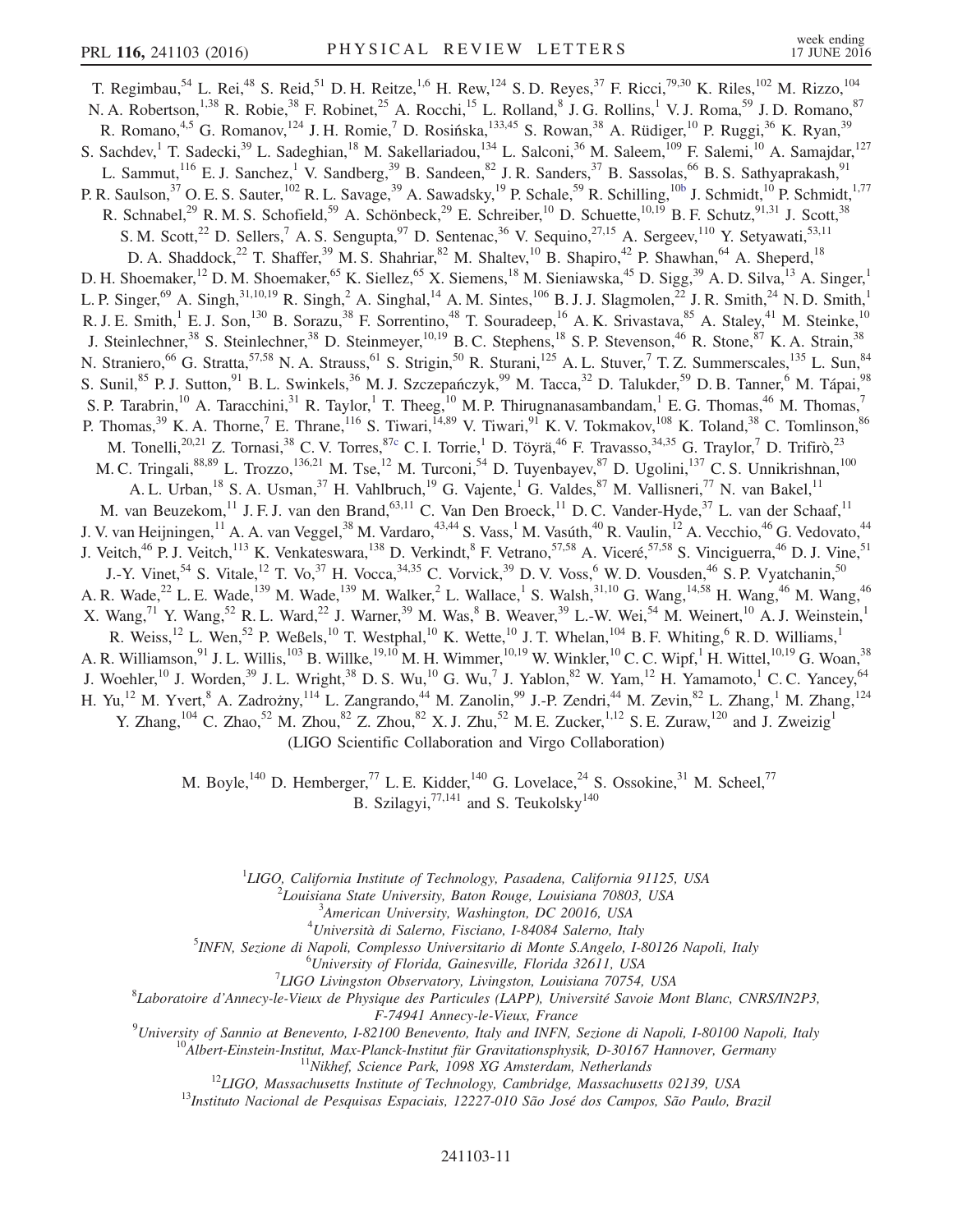T. Regimbau,[54] L. Rei,[48] S. Reid,[51] D. H. Reitze,[1,6] H. Rew,[124] S. D. Reyes,[37] F. Ricci,[79,30] K. Riles,[102] M. Rizzo,[104] N. A. Robertson,[1,38] R. Robie,[38] F. Robinet,[25] A. Rocchi,[15] L. Rolland,[8] J. G. Rollins,[1] V. J. Roma,[59] J. D. Romano,[87] R. Romano,[4,5] G. Romanov,[124] J. H. Romie,[7] D. Rosińska,[133,45] S. Rowan,[38] A. Rüdiger,[10] P. Ruggi,[36] K. Ryan,[39] S. Sachdev,[1] T. Sadecki,[39] L. Sadeghian,[18] M. Sakellariadou,[134] L. Salconi,[36] M. Saleem,[109] F. Salemi,[10] A. Samajdar,[127] L. Sammut,[116] E. J. Sanchez,[1] V. Sandberg,[39] B. Sandeen,[82] J. R. Sanders,[37] B. Sassolas,[66] B. S. Sathyaprakash,[91] P. R. Saulson,[37] O. E. S. Sauter,[102] R. L. Savage,[39] A. Sawadsky,[19] P. Schale,[59] R. Schilling,[10b] J. Schmidt,[10] P. Schmidt,[1,77] R. Schnabel,[29] R. M. S. Schofield,[59] A. Schönbeck,[29] E. Schreiber,[10] D. Schuette,[10,19] B. F. Schutz,[91,31] J. Scott,[38] S. M. Scott,[22] D. Sellers,[7] A. S. Sengupta,[97] D. Sentenac,[36] V. Sequino,[27,15] A. Sergeev,[110] Y. Setyawati,[53,11] D. A. Shaddock,[22] T. Shaffer,[39] M. S. Shahriar,[82] M. Shaltev,[10] B. Shapiro,[42] P. Shawhan,[64] A. Sheperd,[18] D. H. Shoemaker,[12] D. M. Shoemaker,[65] K. Siellez,[65] X. Siemens,[18] M. Sieniawska,[45] D. Sigg,[39] A. D. Silva,[13] A. Singer,[1] L. P. Singer,[69] A. Singh,[31,10,19] R. Singh,[2] A. Singhal,[14] A. M. Sintes,[106] B. J. J. Slagmolen,[22] J. R. Smith,[24] N. D. Smith,[1] R. J. E. Smith,[1] E. J. Son,[130] B. Sorazu,[38] F. Sorrentino,[48] T. Souradeep,[16] A. K. Srivastava,[85] A. Staley,[41] M. Steinke,[10] J. Steinlechner,[38] S. Steinlechner,[38] D. Steinmeyer,[10,19] B. C. Stephens,[18] S. P. Stevenson,[46] R. Stone,[87] K. A. Strain,[38] N. Straniero,[66] G. Stratta,[57,58] N. A. Strauss,[61] S. Strigin,[50] R. Sturani,[125] A. L. Stuver,[7] T. Z. Summerscales,[135] L. Sun,[84] S. Sunil,[85] P. J. Sutton,[91] B. L. Swinkels,[36] M. J. Szczepańczyk,[99] M. Tacca,[32] D. Talukder,[59] D. B. Tanner,[6] M. Tápai,[98] S. P. Tarabrin,[10] A. Taracchini,[31] R. Taylor,[1] T. Theeg,[10] M. P. Thirugnanasambandam,[1] E. G. Thomas,[46] M. Thomas,[7] P. Thomas,[39] K. A. Thorne,[7] K. S. Thorne,[77] E. Thrane,[116] S. Tiwari,[14,89] V. Tiwari,[91] K. V. Tokmakov,[108] K. Toland,[38] C. Tomlinson,[86] M. Tonelli,[20,21] Z. Tornasi,[38] C. V. Torres,[87c] C. I. Torrie,[1] D. Töyrä,[46] F. Travasso,[34,35] G. Traylor,[7] D. Trifirò,[23] M. C. Tringali,[88,89] L. Trozzo,[136,21] M. Tse,[12] M. Turconi,[54] D. Tuyenbayev,[87] D. Ugolini,[137] C. S. Unnikrishnan,[100] A. L. Urban,[18] S. A. Usman,[37] H. Vahlbruch,[19] G. Vajente,[1] G. Valdes,[87] M. Vallisneri,[77] N. van Bakel,[11] M. van Beuzekom,[11] J. F. J. van den Brand,[63,11] C. Van Den Broeck,[11] D. C. Vander-Hyde,[37] L. van der Schaaf,[11] J. V. van Heijningen,[11] A. A. van Veggel,[38] M. Vardaro,[43,44] S. Vass,[1] M. Vasúth,[40] R. Vaulin,[12] A. Vecchio,[46] G. Vedovato,[44] J. Veitch,[46] P. J. Veitch,[113] K. Venkateswara,[138] D. Verkindt,[8] F. Vetrano,[57,58] A. Viceré,[57,58] S. Vinciguerra,[46] D. J. Vine,[51] J.-Y. Vinet,[54] S. Vitale,[12] T. Vo,[37] H. Vocca,[34,35] C. Vorvick,[39] D. V. Voss,[6] W. D. Vousden,[46] S. P. Vyatchanin,[50] A. R. Wade,[22] L. E. Wade,[139] M. Wade,[139] M. Walker,[2] L. Wallace,[1] S. Walsh,[31,10] G. Wang,[14,58] H. Wang,[46] M. Wang,[46] X. Wang,[71] Y. Wang,[52] R. L. Ward,[22] J. Warner,[39] M. Was,[8] B. Weaver,[39] L.-W. Wei,[54] M. Weinert,[10] A. J. Weinstein,[1] R. Weiss,[12] L. Wen,[52] P. Weßels,[10] T. Westphal,[10] K. Wette,[10] J. T. Whelan,[104] B. F. Whiting,[6] R. D. Williams,[1] A. R. Williamson,[91] J. L. Willis,[103] B. Willke,[19,10] M. H. Wimmer,[10,19] W. Winkler,[10] C. C. Wipf,[1] H. Wittel,[10,19] G. Woan,[38] J. Woehler,[10] J. Worden,[39] J. L. Wright,[38] D. S. Wu,[10] G. Wu,[7] J. Yablon,[82] W. Yam,[12] H. Yamamoto,[1] C. C. Yancey,[64] H. Yu,[12] M. Yvert,[8] A. Zadrożny,[114] L. Zangrando,[44] M. Zanolin,[99] J.-P. Zendri,[44] M. Zevin,[82] L. Zhang,[1] M. Zhang,[124] Y. Zhang,[104] C. Zhao,[52] M. Zhou,[82] Z. Zhou,[82] X. J. Zhu,[52] M. E. Zucker,[1,12] S. E. Zuraw,[120] and J. Zweizig[1]

(LIGO Scientific Collaboration and Virgo Collaboration)

M. Boyle,[140] D. Hemberger,[77] L. E. Kidder,[140] G. Lovelace,[24] S. Ossokine,[31] M. Scheel,[77] B. Szilagyi,[77,141] and S. Teukolsky[140]

[1] *LIGO, California Institute of Technology, Pasadena, California 91125, USA*  
[2] *Louisiana State University, Baton Rouge, Louisiana 70803, USA*  
[3] *American University, Washington, DC 20016, USA*  
[4] *Università di Salerno, Fisciano, I-84084 Salerno, Italy*  
[5] *INFN, Sezione di Napoli, Complesso Universitario di Monte S.Angelo, I-80126 Napoli, Italy*  
[6] *University of Florida, Gainesville, Florida 32611, USA*  
[7] *LIGO Livingston Observatory, Livingston, Louisiana 70754, USA*  
[8] *Laboratoire d'Annecy-le-Vieux de Physique des Particules (LAPP), Université Savoie Mont Blanc, CNRS/IN2P3, F-74941 Annecy-le-Vieux, France*  
[9] *University of Sannio at Benevento, I-82100 Benevento, Italy and INFN, Sezione di Napoli, I-80100 Napoli, Italy*  
[10] *Albert-Einstein-Institut, Max-Planck-Institut für Gravitationsphysik, D-30167 Hannover, Germany*  
[11] *Nikhef, Science Park, 1098 XG Amsterdam, Netherlands*  
[12] *LIGO, Massachusetts Institute of Technology, Cambridge, Massachusetts 02139, USA*  
[13] *Instituto Nacional de Pesquisas Espaciais, 12227-010 São José dos Campos, São Paulo, Brazil*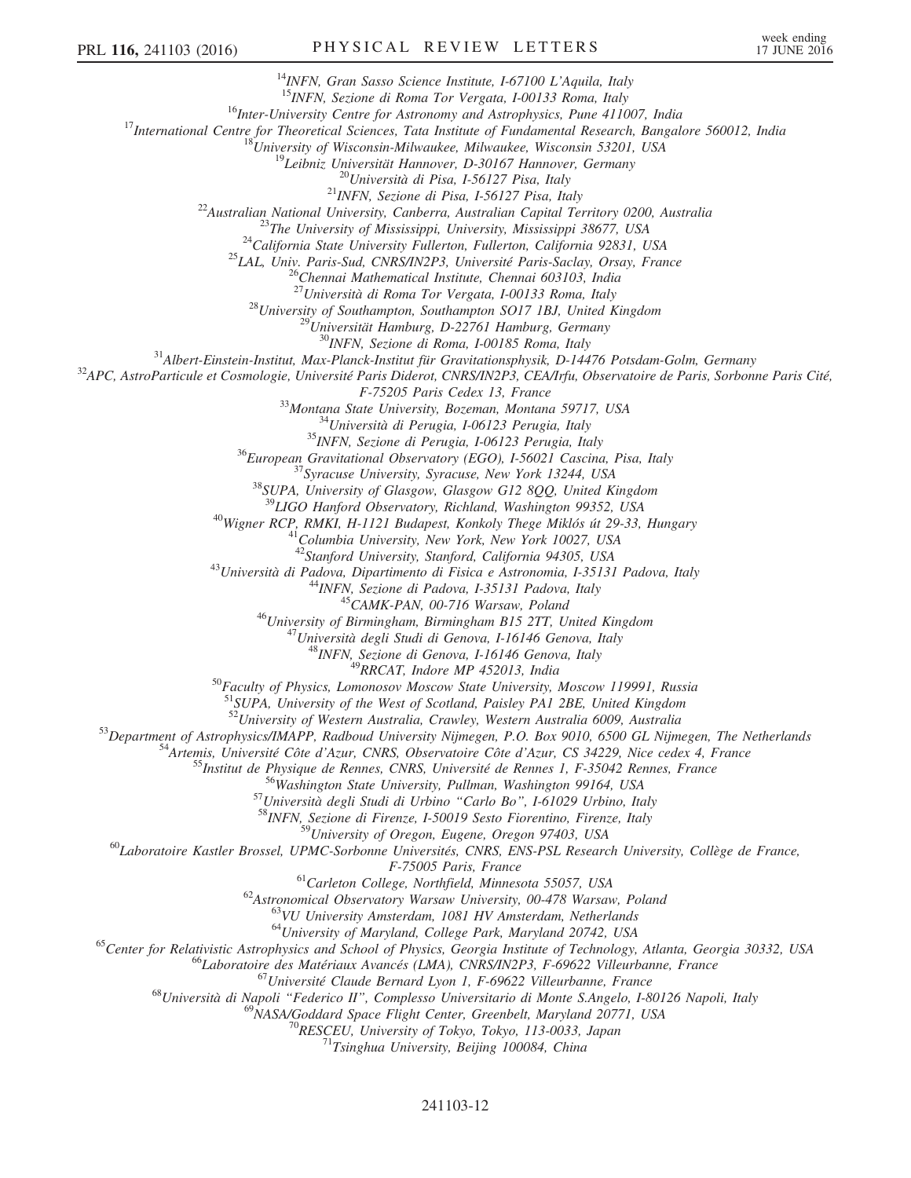[14]INFN, Gran Sasso Science Institute, I-67100 L'Aquila, Italy
[15]INFN, Sezione di Roma Tor Vergata, I-00133 Roma, Italy
[16]Inter-University Centre for Astronomy and Astrophysics, Pune 411007, India
[17]International Centre for Theoretical Sciences, Tata Institute of Fundamental Research, Bangalore 560012, India
[18]University of Wisconsin-Milwaukee, Milwaukee, Wisconsin 53201, USA
[19]Leibniz Universität Hannover, D-30167 Hannover, Germany
[20]Università di Pisa, I-56127 Pisa, Italy
[21]INFN, Sezione di Pisa, I-56127 Pisa, Italy
[22]Australian National University, Canberra, Australian Capital Territory 0200, Australia
[23]The University of Mississippi, University, Mississippi 38677, USA
[24]California State University Fullerton, Fullerton, California 92831, USA
[25]LAL, Univ. Paris-Sud, CNRS/IN2P3, Université Paris-Saclay, Orsay, France
[26]Chennai Mathematical Institute, Chennai 603103, India
[27]Università di Roma Tor Vergata, I-00133 Roma, Italy
[28]University of Southampton, Southampton SO17 1BJ, United Kingdom
[29]Universität Hamburg, D-22761 Hamburg, Germany
[30]INFN, Sezione di Roma, I-00185 Roma, Italy
[31]Albert-Einstein-Institut, Max-Planck-Institut für Gravitationsphysik, D-14476 Potsdam-Golm, Germany
[32]APC, AstroParticule et Cosmologie, Université Paris Diderot, CNRS/IN2P3, CEA/Irfu, Observatoire de Paris, Sorbonne Paris Cité, F-75205 Paris Cedex 13, France
[33]Montana State University, Bozeman, Montana 59717, USA
[34]Università di Perugia, I-06123 Perugia, Italy
[35]INFN, Sezione di Perugia, I-06123 Perugia, Italy
[36]European Gravitational Observatory (EGO), I-56021 Cascina, Pisa, Italy
[37]Syracuse University, Syracuse, New York 13244, USA
[38]SUPA, University of Glasgow, Glasgow G12 8QQ, United Kingdom
[39]LIGO Hanford Observatory, Richland, Washington 99352, USA
[40]Wigner RCP, RMKI, H-1121 Budapest, Konkoly Thege Miklós út 29-33, Hungary
[41]Columbia University, New York, New York 10027, USA
[42]Stanford University, Stanford, California 94305, USA
[43]Università di Padova, Dipartimento di Fisica e Astronomia, I-35131 Padova, Italy
[44]INFN, Sezione di Padova, I-35131 Padova, Italy
[45]CAMK-PAN, 00-716 Warsaw, Poland
[46]University of Birmingham, Birmingham B15 2TT, United Kingdom
[47]Università degli Studi di Genova, I-16146 Genova, Italy
[48]INFN, Sezione di Genova, I-16146 Genova, Italy
[49]RRCAT, Indore MP 452013, India
[50]Faculty of Physics, Lomonosov Moscow State University, Moscow 119991, Russia
[51]SUPA, University of the West of Scotland, Paisley PA1 2BE, United Kingdom
[52]University of Western Australia, Crawley, Western Australia 6009, Australia
[53]Department of Astrophysics/IMAPP, Radboud University Nijmegen, P.O. Box 9010, 6500 GL Nijmegen, The Netherlands
[54]Artemis, Université Côte d'Azur, CNRS, Observatoire Côte d'Azur, CS 34229, Nice cedex 4, France
[55]Institut de Physique de Rennes, CNRS, Université de Rennes 1, F-35042 Rennes, France
[56]Washington State University, Pullman, Washington 99164, USA
[57]Università degli Studi di Urbino "Carlo Bo", I-61029 Urbino, Italy
[58]INFN, Sezione di Firenze, I-50019 Sesto Fiorentino, Firenze, Italy
[59]University of Oregon, Eugene, Oregon 97403, USA
[60]Laboratoire Kastler Brossel, UPMC-Sorbonne Universités, CNRS, ENS-PSL Research University, Collège de France, F-75005 Paris, France
[61]Carleton College, Northfield, Minnesota 55057, USA
[62]Astronomical Observatory Warsaw University, 00-478 Warsaw, Poland
[63]VU University Amsterdam, 1081 HV Amsterdam, Netherlands
[64]University of Maryland, College Park, Maryland 20742, USA
[65]Center for Relativistic Astrophysics and School of Physics, Georgia Institute of Technology, Atlanta, Georgia 30332, USA
[66]Laboratoire des Matériaux Avancés (LMA), CNRS/IN2P3, F-69622 Villeurbanne, France
[67]Université Claude Bernard Lyon 1, F-69622 Villeurbanne, France
[68]Università di Napoli "Federico II", Complesso Universitario di Monte S.Angelo, I-80126 Napoli, Italy
[69]NASA/Goddard Space Flight Center, Greenbelt, Maryland 20771, USA
[70]RESCEU, University of Tokyo, Tokyo, 113-0033, Japan
[71]Tsinghua University, Beijing 100084, China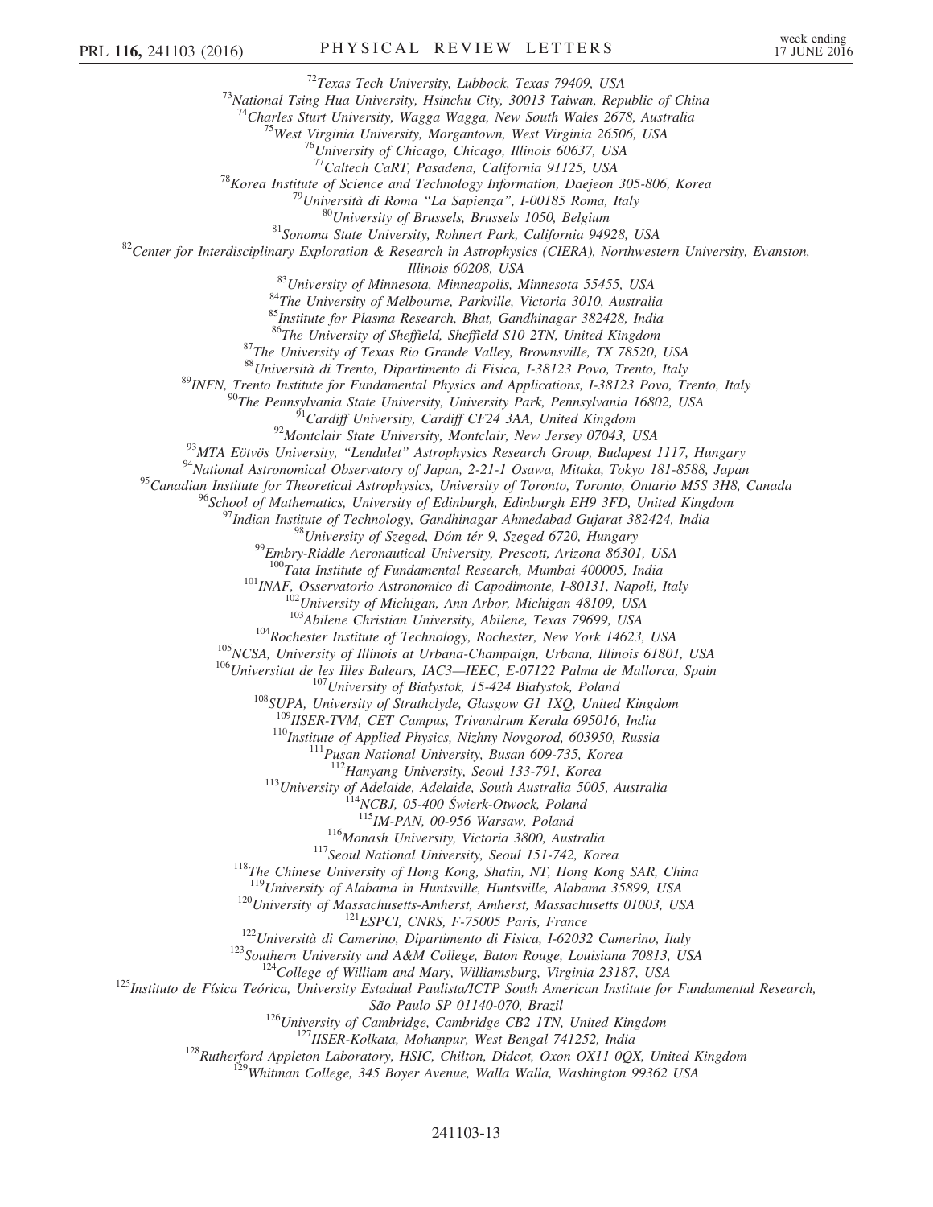[72]Texas Tech University, Lubbock, Texas 79409, USA
[73]National Tsing Hua University, Hsinchu City, 30013 Taiwan, Republic of China
[74]Charles Sturt University, Wagga Wagga, New South Wales 2678, Australia
[75]West Virginia University, Morgantown, West Virginia 26506, USA
[76]University of Chicago, Chicago, Illinois 60637, USA
[77]Caltech CaRT, Pasadena, California 91125, USA
[78]Korea Institute of Science and Technology Information, Daejeon 305-806, Korea
[79]Università di Roma "La Sapienza", I-00185 Roma, Italy
[80]University of Brussels, Brussels 1050, Belgium
[81]Sonoma State University, Rohnert Park, California 94928, USA
[82]Center for Interdisciplinary Exploration & Research in Astrophysics (CIERA), Northwestern University, Evanston, Illinois 60208, USA
[83]University of Minnesota, Minneapolis, Minnesota 55455, USA
[84]The University of Melbourne, Parkville, Victoria 3010, Australia
[85]Institute for Plasma Research, Bhat, Gandhinagar 382428, India
[86]The University of Sheffield, Sheffield S10 2TN, United Kingdom
[87]The University of Texas Rio Grande Valley, Brownsville, TX 78520, USA
[88]Università di Trento, Dipartimento di Fisica, I-38123 Povo, Trento, Italy
[89]INFN, Trento Institute for Fundamental Physics and Applications, I-38123 Povo, Trento, Italy
[90]The Pennsylvania State University, University Park, Pennsylvania 16802, USA
[91]Cardiff University, Cardiff CF24 3AA, United Kingdom
[92]Montclair State University, Montclair, New Jersey 07043, USA
[93]MTA Eötvös University, "Lendulet" Astrophysics Research Group, Budapest 1117, Hungary
[94]National Astronomical Observatory of Japan, 2-21-1 Osawa, Mitaka, Tokyo 181-8588, Japan
[95]Canadian Institute for Theoretical Astrophysics, University of Toronto, Toronto, Ontario M5S 3H8, Canada
[96]School of Mathematics, University of Edinburgh, Edinburgh EH9 3FD, United Kingdom
[97]Indian Institute of Technology, Gandhinagar Ahmedabad Gujarat 382424, India
[98]University of Szeged, Dóm tér 9, Szeged 6720, Hungary
[99]Embry-Riddle Aeronautical University, Prescott, Arizona 86301, USA
[100]Tata Institute of Fundamental Research, Mumbai 400005, India
[101]INAF, Osservatorio Astronomico di Capodimonte, I-80131, Napoli, Italy
[102]University of Michigan, Ann Arbor, Michigan 48109, USA
[103]Abilene Christian University, Abilene, Texas 79699, USA
[104]Rochester Institute of Technology, Rochester, New York 14623, USA
[105]NCSA, University of Illinois at Urbana-Champaign, Urbana, Illinois 61801, USA
[106]Universitat de les Illes Balears, IAC3—IEEC, E-07122 Palma de Mallorca, Spain
[107]University of Białystok, 15-424 Białystok, Poland
[108]SUPA, University of Strathclyde, Glasgow G1 1XQ, United Kingdom
[109]IISER-TVM, CET Campus, Trivandrum Kerala 695016, India
[110]Institute of Applied Physics, Nizhny Novgorod, 603950, Russia
[111]Pusan National University, Busan 609-735, Korea
[112]Hanyang University, Seoul 133-791, Korea
[113]University of Adelaide, Adelaide, South Australia 5005, Australia
[114]NCBJ, 05-400 Świerk-Otwock, Poland
[115]IM-PAN, 00-956 Warsaw, Poland
[116]Monash University, Victoria 3800, Australia
[117]Seoul National University, Seoul 151-742, Korea
[118]The Chinese University of Hong Kong, Shatin, NT, Hong Kong SAR, China
[119]University of Alabama in Huntsville, Huntsville, Alabama 35899, USA
[120]University of Massachusetts-Amherst, Amherst, Massachusetts 01003, USA
[121]ESPCI, CNRS, F-75005 Paris, France
[122]Università di Camerino, Dipartimento di Fisica, I-62032 Camerino, Italy
[123]Southern University and A&M College, Baton Rouge, Louisiana 70813, USA
[124]College of William and Mary, Williamsburg, Virginia 23187, USA
[125]Instituto de Física Teórica, University Estadual Paulista/ICTP South American Institute for Fundamental Research, São Paulo SP 01140-070, Brazil
[126]University of Cambridge, Cambridge CB2 1TN, United Kingdom
[127]IISER-Kolkata, Mohanpur, West Bengal 741252, India
[128]Rutherford Appleton Laboratory, HSIC, Chilton, Didcot, Oxon OX11 0QX, United Kingdom
[129]Whitman College, 345 Boyer Avenue, Walla Walla, Washington 99362 USA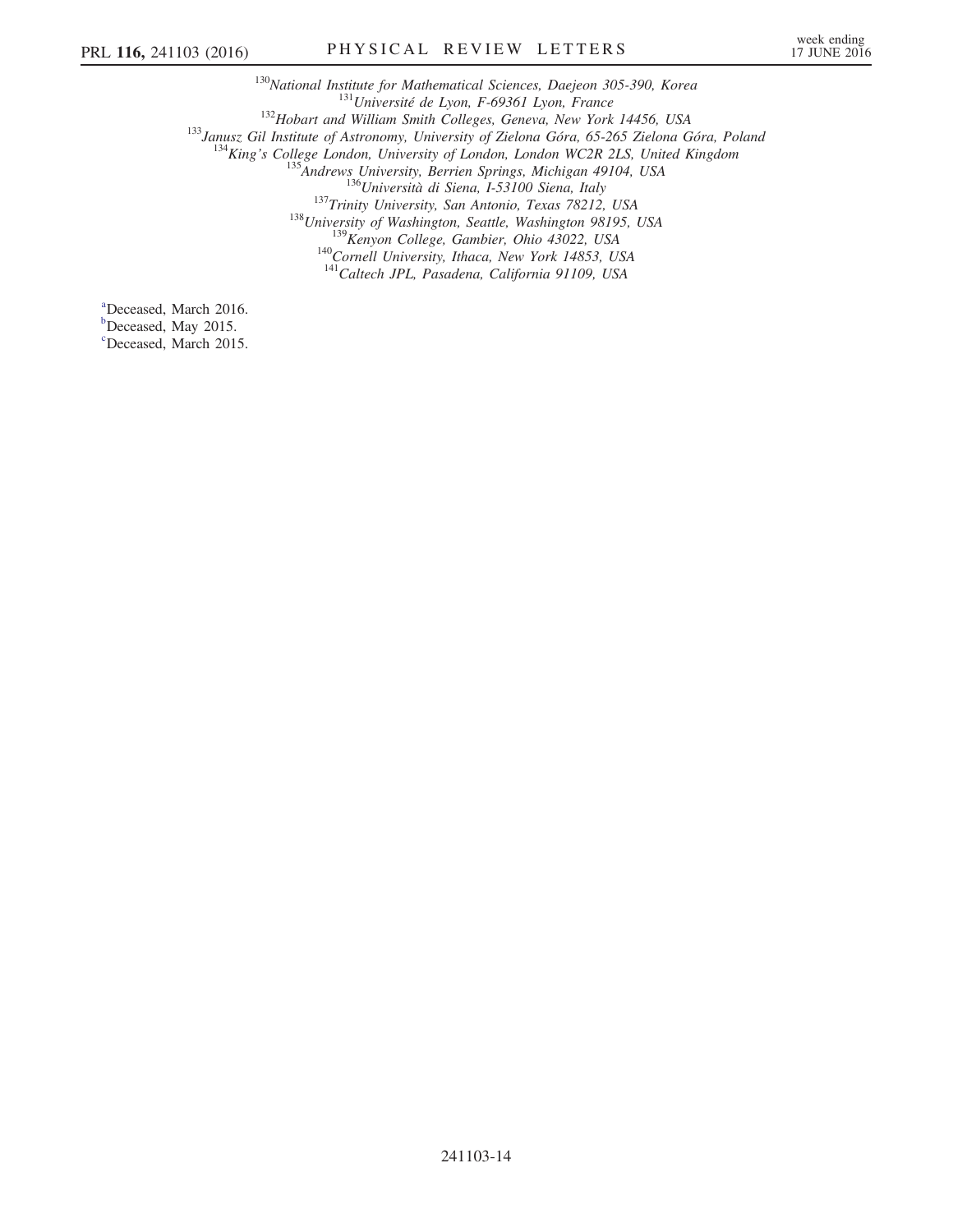[130]National Institute for Mathematical Sciences, Daejeon 305-390, Korea
[131]Université de Lyon, F-69361 Lyon, France
[132]Hobart and William Smith Colleges, Geneva, New York 14456, USA
[133]Janusz Gil Institute of Astronomy, University of Zielona Góra, 65-265 Zielona Góra, Poland
[134]King's College London, University of London, London WC2R 2LS, United Kingdom
[135]Andrews University, Berrien Springs, Michigan 49104, USA
[136]Università di Siena, I-53100 Siena, Italy
[137]Trinity University, San Antonio, Texas 78212, USA
[138]University of Washington, Seattle, Washington 98195, USA
[139]Kenyon College, Gambier, Ohio 43022, USA
[140]Cornell University, Ithaca, New York 14853, USA
[141]Caltech JPL, Pasadena, California 91109, USA

[a]Deceased, March 2016.
[b]Deceased, May 2015.
[c]Deceased, March 2015.